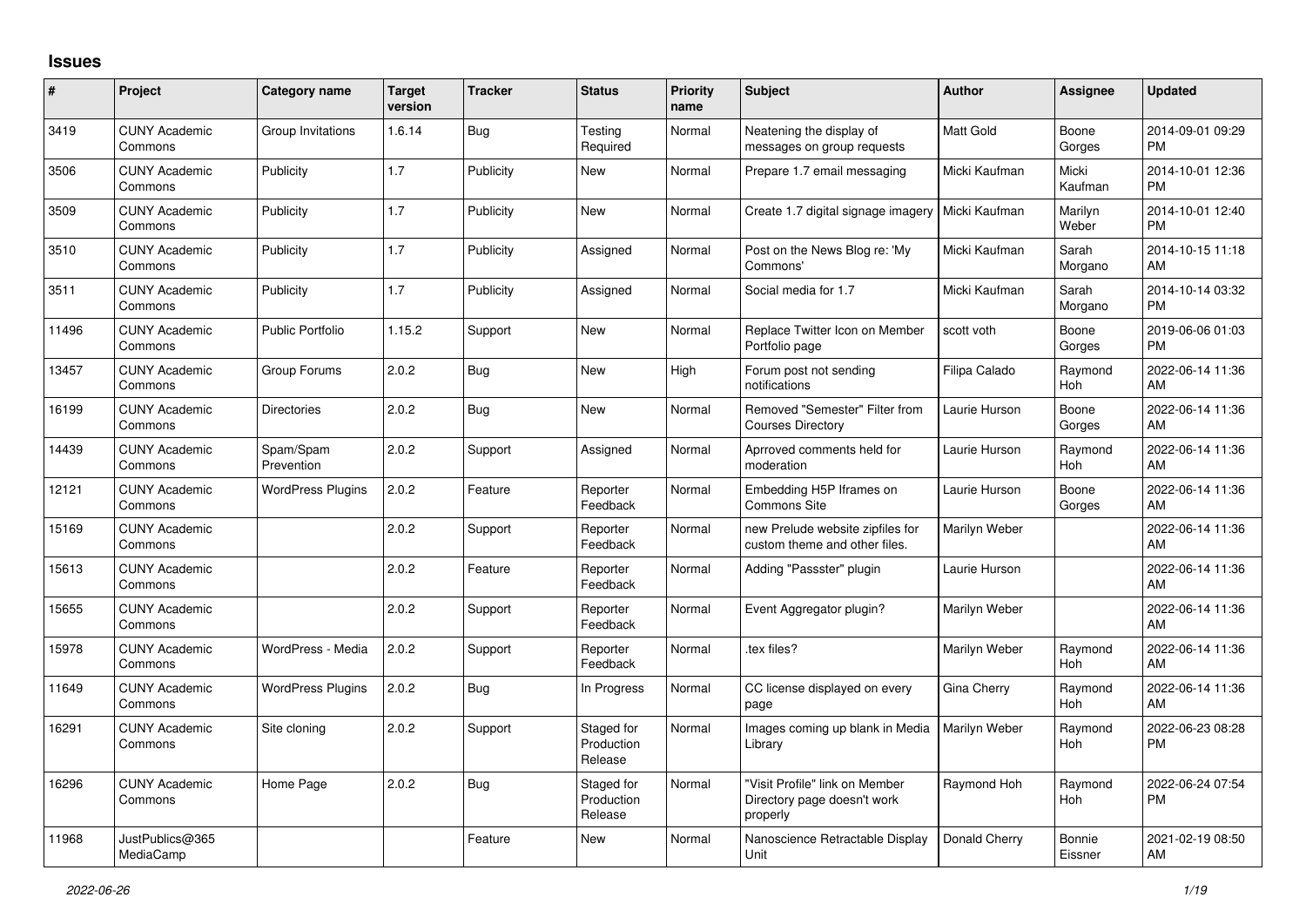## Issues

| # | Project | Category name | Target version | Tracker | Status | Priority name | Subject | Author | Assignee | Updated |
|---|---|---|---|---|---|---|---|---|---|---|
| 3419 | CUNY Academic Commons | Group Invitations | 1.6.14 | Bug | Testing Required | Normal | Neatening the display of messages on group requests | Matt Gold | Boone Gorges | 2014-09-01 09:29 PM |
| 3506 | CUNY Academic Commons | Publicity | 1.7 | Publicity | New | Normal | Prepare 1.7 email messaging | Micki Kaufman | Micki Kaufman | 2014-10-01 12:36 PM |
| 3509 | CUNY Academic Commons | Publicity | 1.7 | Publicity | New | Normal | Create 1.7 digital signage imagery | Micki Kaufman | Marilyn Weber | 2014-10-01 12:40 PM |
| 3510 | CUNY Academic Commons | Publicity | 1.7 | Publicity | Assigned | Normal | Post on the News Blog re: 'My Commons' | Micki Kaufman | Sarah Morgano | 2014-10-15 11:18 AM |
| 3511 | CUNY Academic Commons | Publicity | 1.7 | Publicity | Assigned | Normal | Social media for 1.7 | Micki Kaufman | Sarah Morgano | 2014-10-14 03:32 PM |
| 11496 | CUNY Academic Commons | Public Portfolio | 1.15.2 | Support | New | Normal | Replace Twitter Icon on Member Portfolio page | scott voth | Boone Gorges | 2019-06-06 01:03 PM |
| 13457 | CUNY Academic Commons | Group Forums | 2.0.2 | Bug | New | High | Forum post not sending notifications | Filipa Calado | Raymond Hoh | 2022-06-14 11:36 AM |
| 16199 | CUNY Academic Commons | Directories | 2.0.2 | Bug | New | Normal | Removed "Semester" Filter from Courses Directory | Laurie Hurson | Boone Gorges | 2022-06-14 11:36 AM |
| 14439 | CUNY Academic Commons | Spam/Spam Prevention | 2.0.2 | Support | Assigned | Normal | Aprroved comments held for moderation | Laurie Hurson | Raymond Hoh | 2022-06-14 11:36 AM |
| 12121 | CUNY Academic Commons | WordPress Plugins | 2.0.2 | Feature | Reporter Feedback | Normal | Embedding H5P Iframes on Commons Site | Laurie Hurson | Boone Gorges | 2022-06-14 11:36 AM |
| 15169 | CUNY Academic Commons | | 2.0.2 | Support | Reporter Feedback | Normal | new Prelude website zipfiles for custom theme and other files. | Marilyn Weber | | 2022-06-14 11:36 AM |
| 15613 | CUNY Academic Commons | | 2.0.2 | Feature | Reporter Feedback | Normal | Adding "Passster" plugin | Laurie Hurson | | 2022-06-14 11:36 AM |
| 15655 | CUNY Academic Commons | | 2.0.2 | Support | Reporter Feedback | Normal | Event Aggregator plugin? | Marilyn Weber | | 2022-06-14 11:36 AM |
| 15978 | CUNY Academic Commons | WordPress - Media | 2.0.2 | Support | Reporter Feedback | Normal | .tex files? | Marilyn Weber | Raymond Hoh | 2022-06-14 11:36 AM |
| 11649 | CUNY Academic Commons | WordPress Plugins | 2.0.2 | Bug | In Progress | Normal | CC license displayed on every page | Gina Cherry | Raymond Hoh | 2022-06-14 11:36 AM |
| 16291 | CUNY Academic Commons | Site cloning | 2.0.2 | Support | Staged for Production Release | Normal | Images coming up blank in Media Library | Marilyn Weber | Raymond Hoh | 2022-06-23 08:28 PM |
| 16296 | CUNY Academic Commons | Home Page | 2.0.2 | Bug | Staged for Production Release | Normal | "Visit Profile" link on Member Directory page doesn't work properly | Raymond Hoh | Raymond Hoh | 2022-06-24 07:54 PM |
| 11968 | JustPublics@365 MediaCamp | | | Feature | New | Normal | Nanoscience Retractable Display Unit | Donald Cherry | Bonnie Eissner | 2021-02-19 08:50 AM |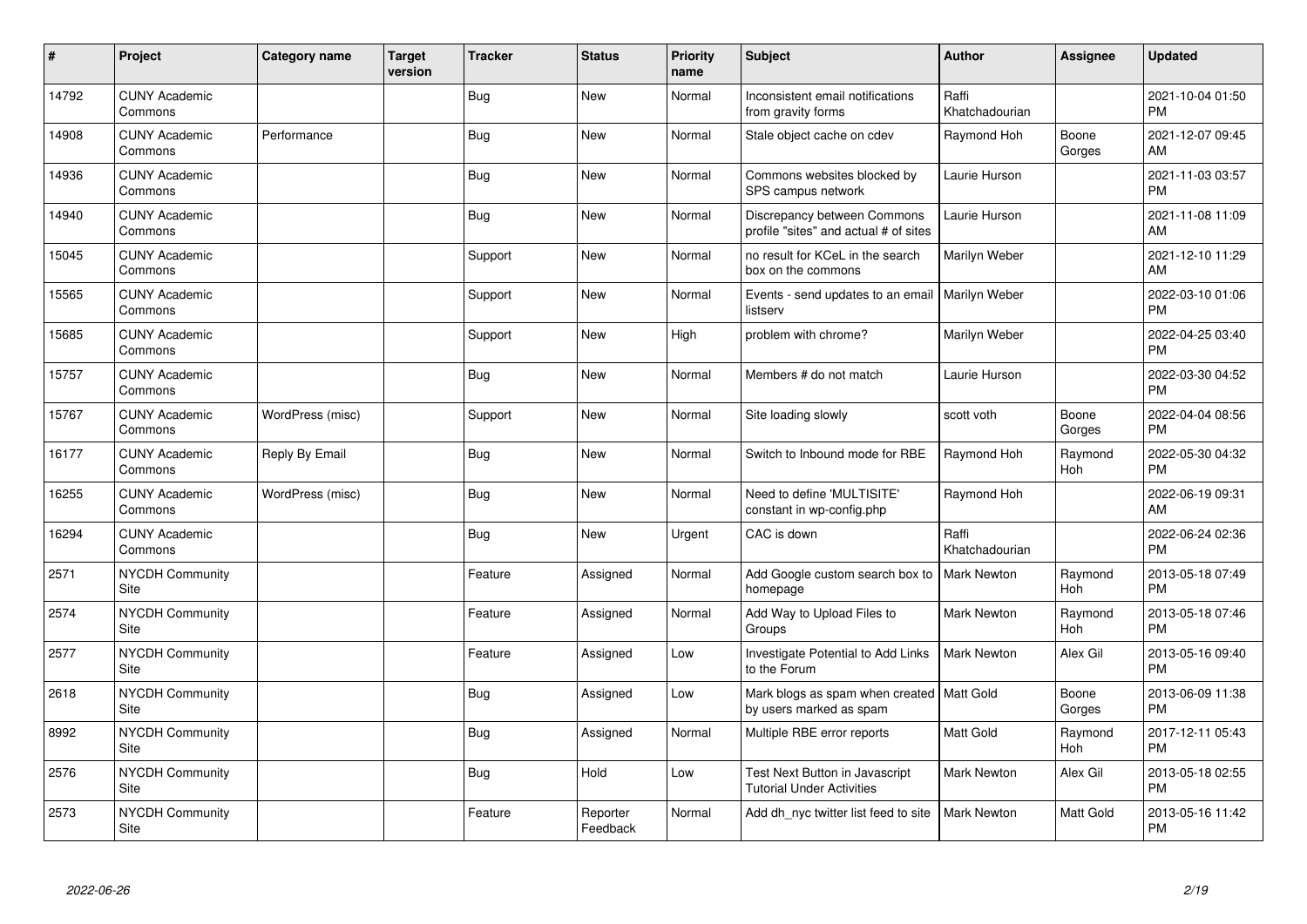| # | Project | Category name | Target version | Tracker | Status | Priority name | Subject | Author | Assignee | Updated |
|---|---|---|---|---|---|---|---|---|---|---|
| 14792 | CUNY Academic Commons | | | Bug | New | Normal | Inconsistent email notifications from gravity forms | Raffi Khatchadourian | | 2021-10-04 01:50 PM |
| 14908 | CUNY Academic Commons | Performance | | Bug | New | Normal | Stale object cache on cdev | Raymond Hoh | Boone Gorges | 2021-12-07 09:45 AM |
| 14936 | CUNY Academic Commons | | | Bug | New | Normal | Commons websites blocked by SPS campus network | Laurie Hurson | | 2021-11-03 03:57 PM |
| 14940 | CUNY Academic Commons | | | Bug | New | Normal | Discrepancy between Commons profile "sites" and actual # of sites | Laurie Hurson | | 2021-11-08 11:09 AM |
| 15045 | CUNY Academic Commons | | | Support | New | Normal | no result for KCeL in the search box on the commons | Marilyn Weber | | 2021-12-10 11:29 AM |
| 15565 | CUNY Academic Commons | | | Support | New | Normal | Events - send updates to an email listserv | Marilyn Weber | | 2022-03-10 01:06 PM |
| 15685 | CUNY Academic Commons | | | Support | New | High | problem with chrome? | Marilyn Weber | | 2022-04-25 03:40 PM |
| 15757 | CUNY Academic Commons | | | Bug | New | Normal | Members # do not match | Laurie Hurson | | 2022-03-30 04:52 PM |
| 15767 | CUNY Academic Commons | WordPress (misc) | | Support | New | Normal | Site loading slowly | scott voth | Boone Gorges | 2022-04-04 08:56 PM |
| 16177 | CUNY Academic Commons | Reply By Email | | Bug | New | Normal | Switch to Inbound mode for RBE | Raymond Hoh | Raymond Hoh | 2022-05-30 04:32 PM |
| 16255 | CUNY Academic Commons | WordPress (misc) | | Bug | New | Normal | Need to define 'MULTISITE' constant in wp-config.php | Raymond Hoh | | 2022-06-19 09:31 AM |
| 16294 | CUNY Academic Commons | | | Bug | New | Urgent | CAC is down | Raffi Khatchadourian | | 2022-06-24 02:36 PM |
| 2571 | NYCDH Community Site | | | Feature | Assigned | Normal | Add Google custom search box to homepage | Mark Newton | Raymond Hoh | 2013-05-18 07:49 PM |
| 2574 | NYCDH Community Site | | | Feature | Assigned | Normal | Add Way to Upload Files to Groups | Mark Newton | Raymond Hoh | 2013-05-18 07:46 PM |
| 2577 | NYCDH Community Site | | | Feature | Assigned | Low | Investigate Potential to Add Links to the Forum | Mark Newton | Alex Gil | 2013-05-16 09:40 PM |
| 2618 | NYCDH Community Site | | | Bug | Assigned | Low | Mark blogs as spam when created by users marked as spam | Matt Gold | Boone Gorges | 2013-06-09 11:38 PM |
| 8992 | NYCDH Community Site | | | Bug | Assigned | Normal | Multiple RBE error reports | Matt Gold | Raymond Hoh | 2017-12-11 05:43 PM |
| 2576 | NYCDH Community Site | | | Bug | Hold | Low | Test Next Button in Javascript Tutorial Under Activities | Mark Newton | Alex Gil | 2013-05-18 02:55 PM |
| 2573 | NYCDH Community Site | | | Feature | Reporter Feedback | Normal | Add dh_nyc twitter list feed to site | Mark Newton | Matt Gold | 2013-05-16 11:42 PM |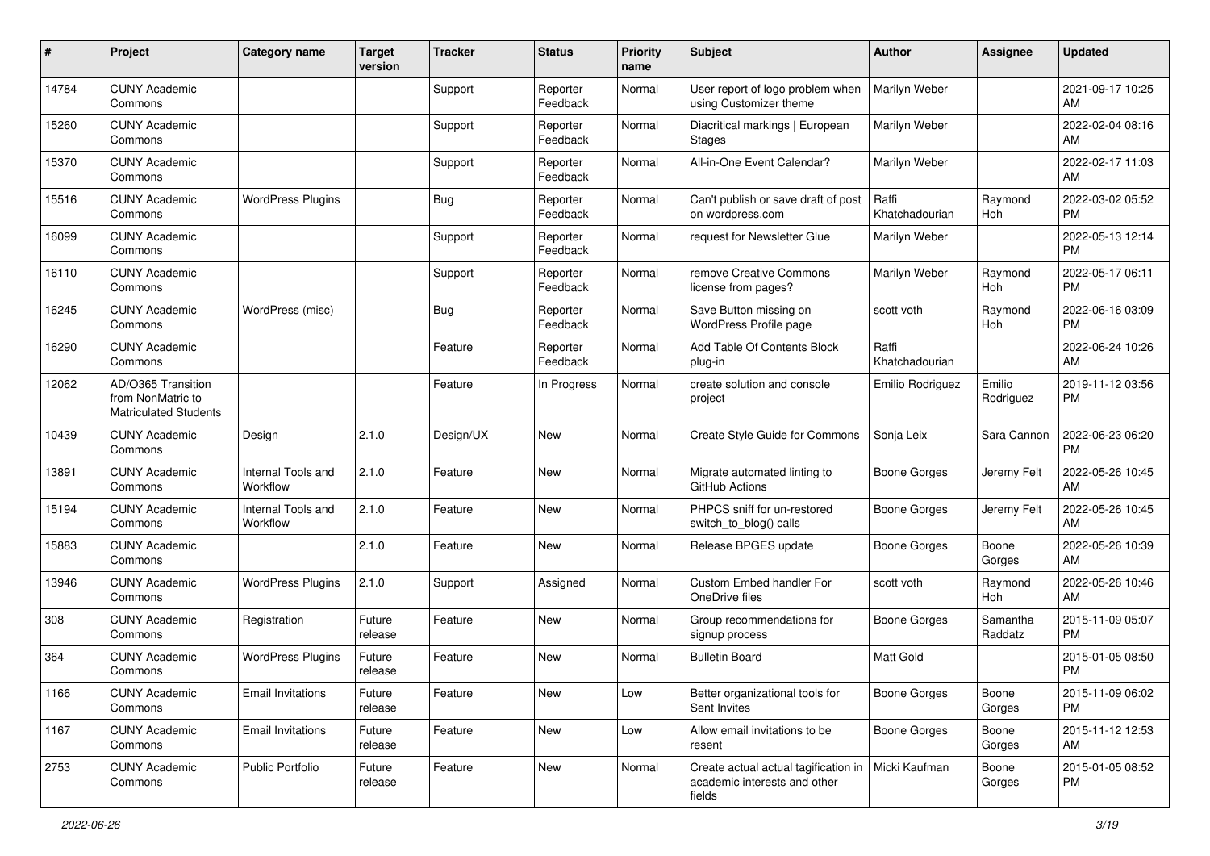| # | Project | Category name | Target version | Tracker | Status | Priority name | Subject | Author | Assignee | Updated |
|---|---|---|---|---|---|---|---|---|---|---|
| 14784 | CUNY Academic Commons | | | Support | Reporter Feedback | Normal | User report of logo problem when using Customizer theme | Marilyn Weber | | 2021-09-17 10:25 AM |
| 15260 | CUNY Academic Commons | | | Support | Reporter Feedback | Normal | Diacritical markings \| European Stages | Marilyn Weber | | 2022-02-04 08:16 AM |
| 15370 | CUNY Academic Commons | | | Support | Reporter Feedback | Normal | All-in-One Event Calendar? | Marilyn Weber | | 2022-02-17 11:03 AM |
| 15516 | CUNY Academic Commons | WordPress Plugins | | Bug | Reporter Feedback | Normal | Can't publish or save draft of post on wordpress.com | Raffi Khatchadourian | Raymond Hoh | 2022-03-02 05:52 PM |
| 16099 | CUNY Academic Commons | | | Support | Reporter Feedback | Normal | request for Newsletter Glue | Marilyn Weber | | 2022-05-13 12:14 PM |
| 16110 | CUNY Academic Commons | | | Support | Reporter Feedback | Normal | remove Creative Commons license from pages? | Marilyn Weber | Raymond Hoh | 2022-05-17 06:11 PM |
| 16245 | CUNY Academic Commons | WordPress (misc) | | Bug | Reporter Feedback | Normal | Save Button missing on WordPress Profile page | scott voth | Raymond Hoh | 2022-06-16 03:09 PM |
| 16290 | CUNY Academic Commons | | | Feature | Reporter Feedback | Normal | Add Table Of Contents Block plug-in | Raffi Khatchadourian | | 2022-06-24 10:26 AM |
| 12062 | AD/O365 Transition from NonMatric to Matriculated Students | | | Feature | In Progress | Normal | create solution and console project | Emilio Rodriguez | Emilio Rodriguez | 2019-11-12 03:56 PM |
| 10439 | CUNY Academic Commons | Design | 2.1.0 | Design/UX | New | Normal | Create Style Guide for Commons | Sonja Leix | Sara Cannon | 2022-06-23 06:20 PM |
| 13891 | CUNY Academic Commons | Internal Tools and Workflow | 2.1.0 | Feature | New | Normal | Migrate automated linting to GitHub Actions | Boone Gorges | Jeremy Felt | 2022-05-26 10:45 AM |
| 15194 | CUNY Academic Commons | Internal Tools and Workflow | 2.1.0 | Feature | New | Normal | PHPCS sniff for un-restored switch_to_blog() calls | Boone Gorges | Jeremy Felt | 2022-05-26 10:45 AM |
| 15883 | CUNY Academic Commons | | 2.1.0 | Feature | New | Normal | Release BPGES update | Boone Gorges | Boone Gorges | 2022-05-26 10:39 AM |
| 13946 | CUNY Academic Commons | WordPress Plugins | 2.1.0 | Support | Assigned | Normal | Custom Embed handler For OneDrive files | scott voth | Raymond Hoh | 2022-05-26 10:46 AM |
| 308 | CUNY Academic Commons | Registration | Future release | Feature | New | Normal | Group recommendations for signup process | Boone Gorges | Samantha Raddatz | 2015-11-09 05:07 PM |
| 364 | CUNY Academic Commons | WordPress Plugins | Future release | Feature | New | Normal | Bulletin Board | Matt Gold | | 2015-01-05 08:50 PM |
| 1166 | CUNY Academic Commons | Email Invitations | Future release | Feature | New | Low | Better organizational tools for Sent Invites | Boone Gorges | Boone Gorges | 2015-11-09 06:02 PM |
| 1167 | CUNY Academic Commons | Email Invitations | Future release | Feature | New | Low | Allow email invitations to be resent | Boone Gorges | Boone Gorges | 2015-11-12 12:53 AM |
| 2753 | CUNY Academic Commons | Public Portfolio | Future release | Feature | New | Normal | Create actual actual tagification in academic interests and other fields | Micki Kaufman | Boone Gorges | 2015-01-05 08:52 PM |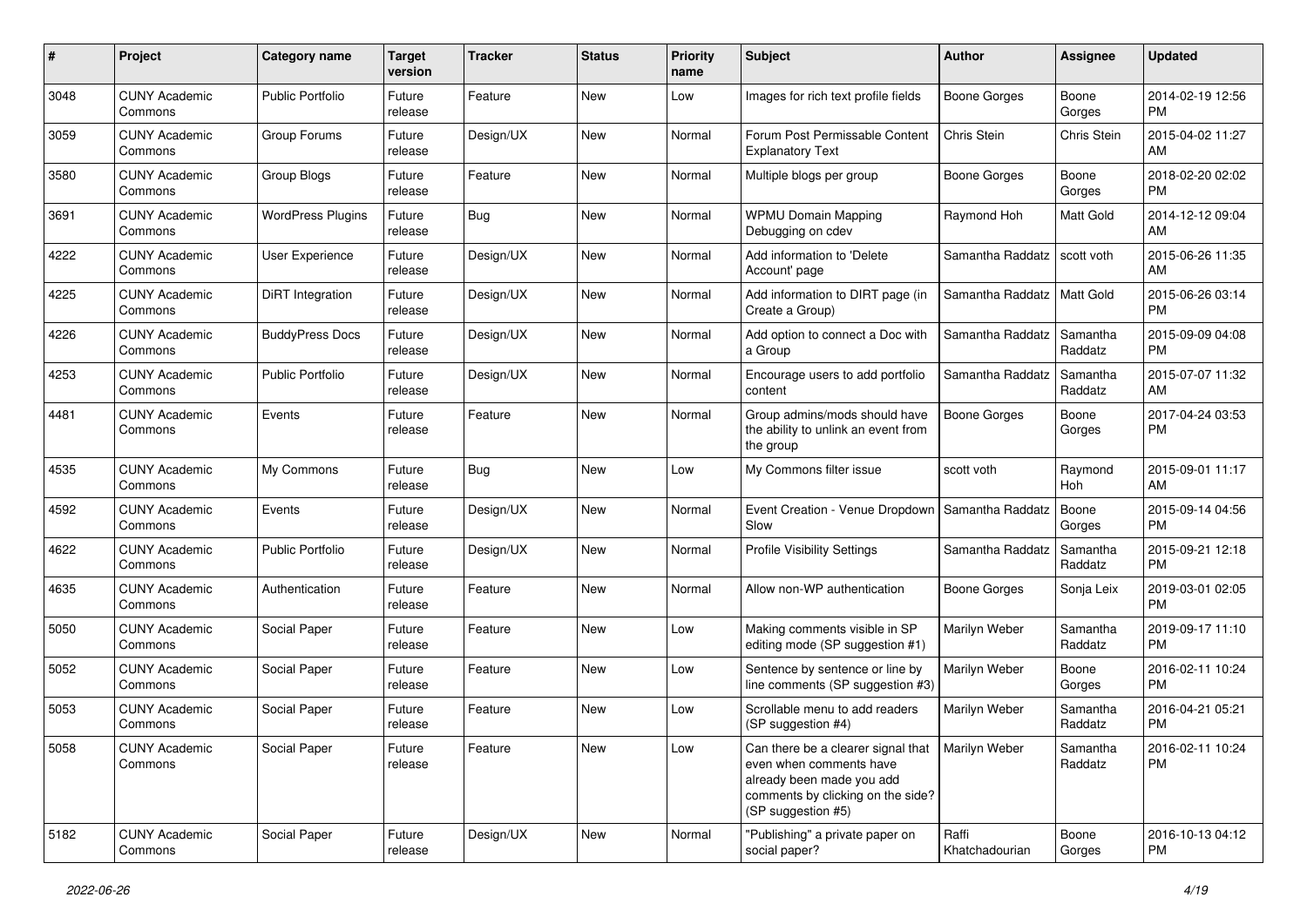| # | Project | Category name | Target version | Tracker | Status | Priority name | Subject | Author | Assignee | Updated |
|---|---|---|---|---|---|---|---|---|---|---|
| 3048 | CUNY Academic Commons | Public Portfolio | Future release | Feature | New | Low | Images for rich text profile fields | Boone Gorges | Boone Gorges | 2014-02-19 12:56 PM |
| 3059 | CUNY Academic Commons | Group Forums | Future release | Design/UX | New | Normal | Forum Post Permissable Content Explanatory Text | Chris Stein | Chris Stein | 2015-04-02 11:27 AM |
| 3580 | CUNY Academic Commons | Group Blogs | Future release | Feature | New | Normal | Multiple blogs per group | Boone Gorges | Boone Gorges | 2018-02-20 02:02 PM |
| 3691 | CUNY Academic Commons | WordPress Plugins | Future release | Bug | New | Normal | WPMU Domain Mapping Debugging on cdev | Raymond Hoh | Matt Gold | 2014-12-12 09:04 AM |
| 4222 | CUNY Academic Commons | User Experience | Future release | Design/UX | New | Normal | Add information to 'Delete Account' page | Samantha Raddatz | scott voth | 2015-06-26 11:35 AM |
| 4225 | CUNY Academic Commons | DiRT Integration | Future release | Design/UX | New | Normal | Add information to DIRT page (in Create a Group) | Samantha Raddatz | Matt Gold | 2015-06-26 03:14 PM |
| 4226 | CUNY Academic Commons | BuddyPress Docs | Future release | Design/UX | New | Normal | Add option to connect a Doc with a Group | Samantha Raddatz | Samantha Raddatz | 2015-09-09 04:08 PM |
| 4253 | CUNY Academic Commons | Public Portfolio | Future release | Design/UX | New | Normal | Encourage users to add portfolio content | Samantha Raddatz | Samantha Raddatz | 2015-07-07 11:32 AM |
| 4481 | CUNY Academic Commons | Events | Future release | Feature | New | Normal | Group admins/mods should have the ability to unlink an event from the group | Boone Gorges | Boone Gorges | 2017-04-24 03:53 PM |
| 4535 | CUNY Academic Commons | My Commons | Future release | Bug | New | Low | My Commons filter issue | scott voth | Raymond Hoh | 2015-09-01 11:17 AM |
| 4592 | CUNY Academic Commons | Events | Future release | Design/UX | New | Normal | Event Creation - Venue Dropdown Slow | Samantha Raddatz | Boone Gorges | 2015-09-14 04:56 PM |
| 4622 | CUNY Academic Commons | Public Portfolio | Future release | Design/UX | New | Normal | Profile Visibility Settings | Samantha Raddatz | Samantha Raddatz | 2015-09-21 12:18 PM |
| 4635 | CUNY Academic Commons | Authentication | Future release | Feature | New | Normal | Allow non-WP authentication | Boone Gorges | Sonja Leix | 2019-03-01 02:05 PM |
| 5050 | CUNY Academic Commons | Social Paper | Future release | Feature | New | Low | Making comments visible in SP editing mode (SP suggestion #1) | Marilyn Weber | Samantha Raddatz | 2019-09-17 11:10 PM |
| 5052 | CUNY Academic Commons | Social Paper | Future release | Feature | New | Low | Sentence by sentence or line by line comments (SP suggestion #3) | Marilyn Weber | Boone Gorges | 2016-02-11 10:24 PM |
| 5053 | CUNY Academic Commons | Social Paper | Future release | Feature | New | Low | Scrollable menu to add readers (SP suggestion #4) | Marilyn Weber | Samantha Raddatz | 2016-04-21 05:21 PM |
| 5058 | CUNY Academic Commons | Social Paper | Future release | Feature | New | Low | Can there be a clearer signal that even when comments have already been made you add comments by clicking on the side? (SP suggestion #5) | Marilyn Weber | Samantha Raddatz | 2016-02-11 10:24 PM |
| 5182 | CUNY Academic Commons | Social Paper | Future release | Design/UX | New | Normal | "Publishing" a private paper on social paper? | Raffi Khatchadourian | Boone Gorges | 2016-10-13 04:12 PM |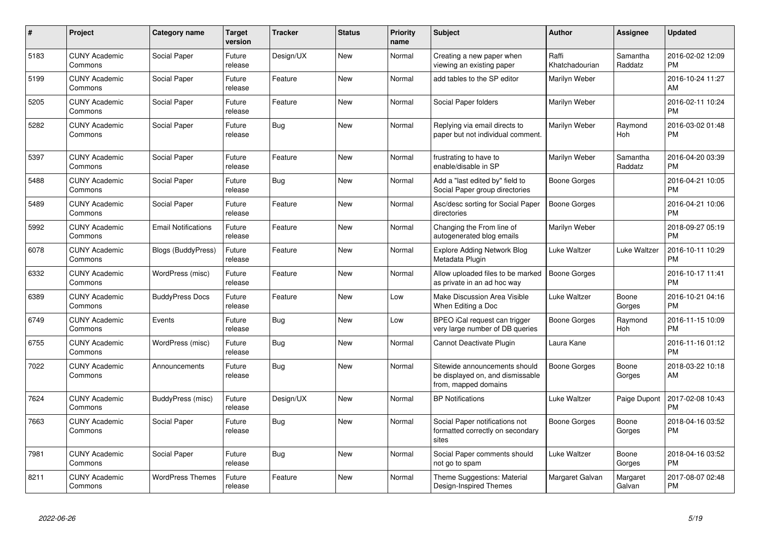| # | Project | Category name | Target version | Tracker | Status | Priority name | Subject | Author | Assignee | Updated |
|---|---|---|---|---|---|---|---|---|---|---|
| 5183 | CUNY Academic Commons | Social Paper | Future release | Design/UX | New | Normal | Creating a new paper when viewing an existing paper | Raffi Khatchadourian | Samantha Raddatz | 2016-02-02 12:09 PM |
| 5199 | CUNY Academic Commons | Social Paper | Future release | Feature | New | Normal | add tables to the SP editor | Marilyn Weber | | 2016-10-24 11:27 AM |
| 5205 | CUNY Academic Commons | Social Paper | Future release | Feature | New | Normal | Social Paper folders | Marilyn Weber | | 2016-02-11 10:24 PM |
| 5282 | CUNY Academic Commons | Social Paper | Future release | Bug | New | Normal | Replying via email directs to paper but not individual comment. | Marilyn Weber | Raymond Hoh | 2016-03-02 01:48 PM |
| 5397 | CUNY Academic Commons | Social Paper | Future release | Feature | New | Normal | frustrating to have to enable/disable in SP | Marilyn Weber | Samantha Raddatz | 2016-04-20 03:39 PM |
| 5488 | CUNY Academic Commons | Social Paper | Future release | Bug | New | Normal | Add a "last edited by" field to Social Paper group directories | Boone Gorges | | 2016-04-21 10:05 PM |
| 5489 | CUNY Academic Commons | Social Paper | Future release | Feature | New | Normal | Asc/desc sorting for Social Paper directories | Boone Gorges | | 2016-04-21 10:06 PM |
| 5992 | CUNY Academic Commons | Email Notifications | Future release | Feature | New | Normal | Changing the From line of autogenerated blog emails | Marilyn Weber | | 2018-09-27 05:19 PM |
| 6078 | CUNY Academic Commons | Blogs (BuddyPress) | Future release | Feature | New | Normal | Explore Adding Network Blog Metadata Plugin | Luke Waltzer | Luke Waltzer | 2016-10-11 10:29 PM |
| 6332 | CUNY Academic Commons | WordPress (misc) | Future release | Feature | New | Normal | Allow uploaded files to be marked as private in an ad hoc way | Boone Gorges | | 2016-10-17 11:41 PM |
| 6389 | CUNY Academic Commons | BuddyPress Docs | Future release | Feature | New | Low | Make Discussion Area Visible When Editing a Doc | Luke Waltzer | Boone Gorges | 2016-10-21 04:16 PM |
| 6749 | CUNY Academic Commons | Events | Future release | Bug | New | Low | BPEO iCal request can trigger very large number of DB queries | Boone Gorges | Raymond Hoh | 2016-11-15 10:09 PM |
| 6755 | CUNY Academic Commons | WordPress (misc) | Future release | Bug | New | Normal | Cannot Deactivate Plugin | Laura Kane | | 2016-11-16 01:12 PM |
| 7022 | CUNY Academic Commons | Announcements | Future release | Bug | New | Normal | Sitewide announcements should be displayed on, and dismissable from, mapped domains | Boone Gorges | Boone Gorges | 2018-03-22 10:18 AM |
| 7624 | CUNY Academic Commons | BuddyPress (misc) | Future release | Design/UX | New | Normal | BP Notifications | Luke Waltzer | Paige Dupont | 2017-02-08 10:43 PM |
| 7663 | CUNY Academic Commons | Social Paper | Future release | Bug | New | Normal | Social Paper notifications not formatted correctly on secondary sites | Boone Gorges | Boone Gorges | 2018-04-16 03:52 PM |
| 7981 | CUNY Academic Commons | Social Paper | Future release | Bug | New | Normal | Social Paper comments should not go to spam | Luke Waltzer | Boone Gorges | 2018-04-16 03:52 PM |
| 8211 | CUNY Academic Commons | WordPress Themes | Future release | Feature | New | Normal | Theme Suggestions: Material Design-Inspired Themes | Margaret Galvan | Margaret Galvan | 2017-08-07 02:48 PM |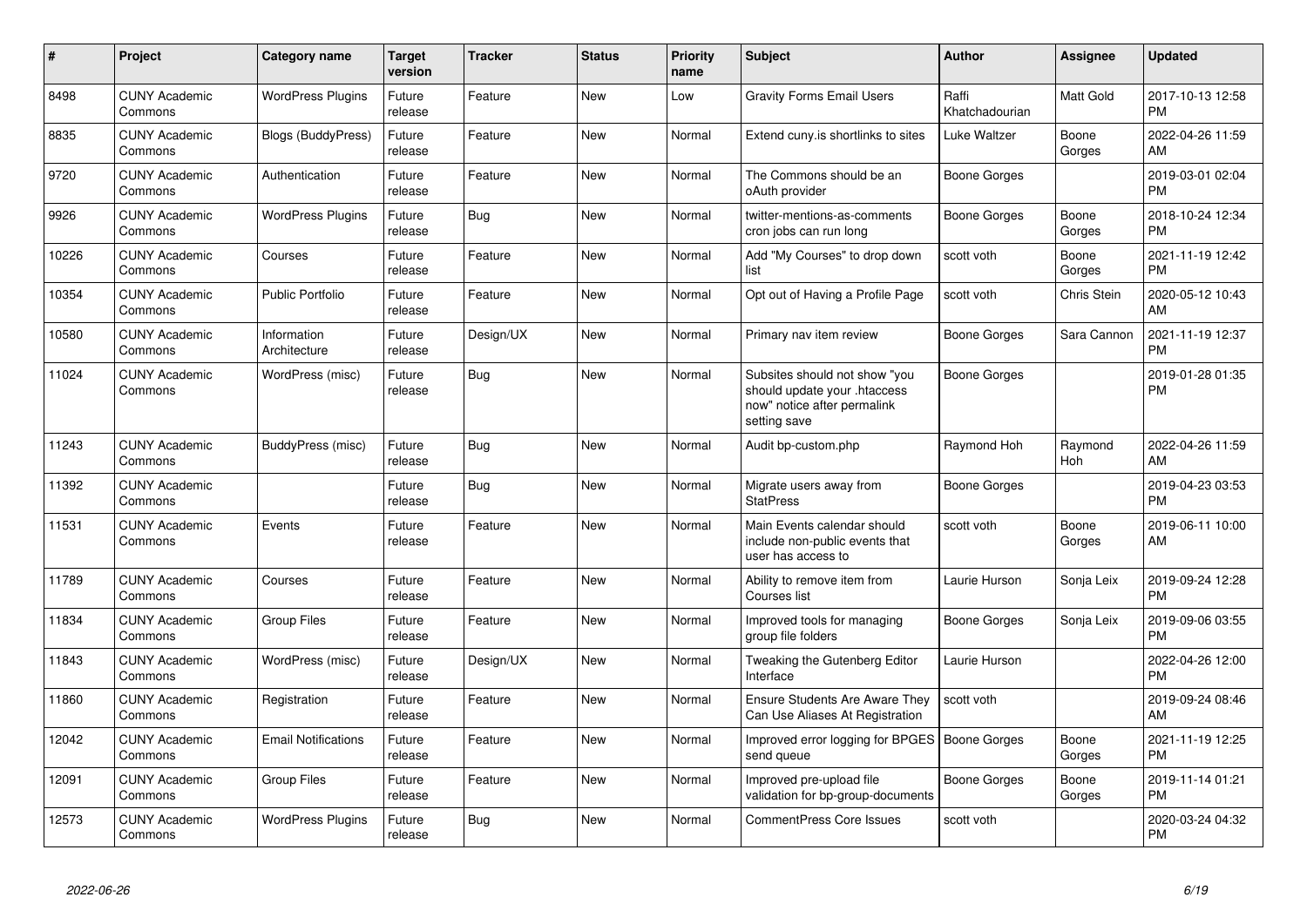| # | Project | Category name | Target version | Tracker | Status | Priority name | Subject | Author | Assignee | Updated |
|---|---|---|---|---|---|---|---|---|---|---|
| 8498 | CUNY Academic Commons | WordPress Plugins | Future release | Feature | New | Low | Gravity Forms Email Users | Raffi Khatchadourian | Matt Gold | 2017-10-13 12:58 PM |
| 8835 | CUNY Academic Commons | Blogs (BuddyPress) | Future release | Feature | New | Normal | Extend cuny.is shortlinks to sites | Luke Waltzer | Boone Gorges | 2022-04-26 11:59 AM |
| 9720 | CUNY Academic Commons | Authentication | Future release | Feature | New | Normal | The Commons should be an oAuth provider | Boone Gorges | | 2019-03-01 02:04 PM |
| 9926 | CUNY Academic Commons | WordPress Plugins | Future release | Bug | New | Normal | twitter-mentions-as-comments cron jobs can run long | Boone Gorges | Boone Gorges | 2018-10-24 12:34 PM |
| 10226 | CUNY Academic Commons | Courses | Future release | Feature | New | Normal | Add "My Courses" to drop down list | scott voth | Boone Gorges | 2021-11-19 12:42 PM |
| 10354 | CUNY Academic Commons | Public Portfolio | Future release | Feature | New | Normal | Opt out of Having a Profile Page | scott voth | Chris Stein | 2020-05-12 10:43 AM |
| 10580 | CUNY Academic Commons | Information Architecture | Future release | Design/UX | New | Normal | Primary nav item review | Boone Gorges | Sara Cannon | 2021-11-19 12:37 PM |
| 11024 | CUNY Academic Commons | WordPress (misc) | Future release | Bug | New | Normal | Subsites should not show "you should update your .htaccess now" notice after permalink setting save | Boone Gorges | | 2019-01-28 01:35 PM |
| 11243 | CUNY Academic Commons | BuddyPress (misc) | Future release | Bug | New | Normal | Audit bp-custom.php | Raymond Hoh | Raymond Hoh | 2022-04-26 11:59 AM |
| 11392 | CUNY Academic Commons | | Future release | Bug | New | Normal | Migrate users away from StatPress | Boone Gorges | | 2019-04-23 03:53 PM |
| 11531 | CUNY Academic Commons | Events | Future release | Feature | New | Normal | Main Events calendar should include non-public events that user has access to | scott voth | Boone Gorges | 2019-06-11 10:00 AM |
| 11789 | CUNY Academic Commons | Courses | Future release | Feature | New | Normal | Ability to remove item from Courses list | Laurie Hurson | Sonja Leix | 2019-09-24 12:28 PM |
| 11834 | CUNY Academic Commons | Group Files | Future release | Feature | New | Normal | Improved tools for managing group file folders | Boone Gorges | Sonja Leix | 2019-09-06 03:55 PM |
| 11843 | CUNY Academic Commons | WordPress (misc) | Future release | Design/UX | New | Normal | Tweaking the Gutenberg Editor Interface | Laurie Hurson | | 2022-04-26 12:00 PM |
| 11860 | CUNY Academic Commons | Registration | Future release | Feature | New | Normal | Ensure Students Are Aware They Can Use Aliases At Registration | scott voth | | 2019-09-24 08:46 AM |
| 12042 | CUNY Academic Commons | Email Notifications | Future release | Feature | New | Normal | Improved error logging for BPGES send queue | Boone Gorges | Boone Gorges | 2021-11-19 12:25 PM |
| 12091 | CUNY Academic Commons | Group Files | Future release | Feature | New | Normal | Improved pre-upload file validation for bp-group-documents | Boone Gorges | Boone Gorges | 2019-11-14 01:21 PM |
| 12573 | CUNY Academic Commons | WordPress Plugins | Future release | Bug | New | Normal | CommentPress Core Issues | scott voth | | 2020-03-24 04:32 PM |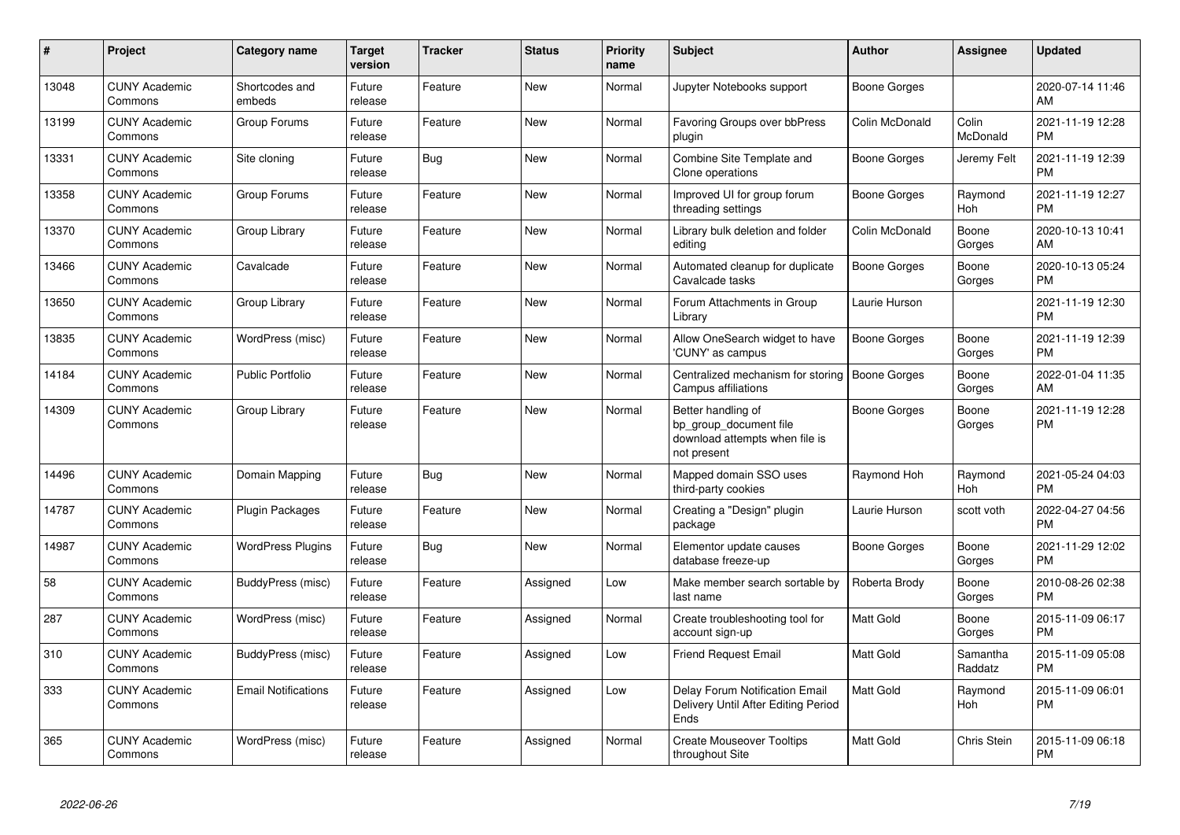| # | Project | Category name | Target version | Tracker | Status | Priority name | Subject | Author | Assignee | Updated |
|---|---|---|---|---|---|---|---|---|---|---|
| 13048 | CUNY Academic Commons | Shortcodes and embeds | Future release | Feature | New | Normal | Jupyter Notebooks support | Boone Gorges | | 2020-07-14 11:46 AM |
| 13199 | CUNY Academic Commons | Group Forums | Future release | Feature | New | Normal | Favoring Groups over bbPress plugin | Colin McDonald | Colin McDonald | 2021-11-19 12:28 PM |
| 13331 | CUNY Academic Commons | Site cloning | Future release | Bug | New | Normal | Combine Site Template and Clone operations | Boone Gorges | Jeremy Felt | 2021-11-19 12:39 PM |
| 13358 | CUNY Academic Commons | Group Forums | Future release | Feature | New | Normal | Improved UI for group forum threading settings | Boone Gorges | Raymond Hoh | 2021-11-19 12:27 PM |
| 13370 | CUNY Academic Commons | Group Library | Future release | Feature | New | Normal | Library bulk deletion and folder editing | Colin McDonald | Boone Gorges | 2020-10-13 10:41 AM |
| 13466 | CUNY Academic Commons | Cavalcade | Future release | Feature | New | Normal | Automated cleanup for duplicate Cavalcade tasks | Boone Gorges | Boone Gorges | 2020-10-13 05:24 PM |
| 13650 | CUNY Academic Commons | Group Library | Future release | Feature | New | Normal | Forum Attachments in Group Library | Laurie Hurson | | 2021-11-19 12:30 PM |
| 13835 | CUNY Academic Commons | WordPress (misc) | Future release | Feature | New | Normal | Allow OneSearch widget to have 'CUNY' as campus | Boone Gorges | Boone Gorges | 2021-11-19 12:39 PM |
| 14184 | CUNY Academic Commons | Public Portfolio | Future release | Feature | New | Normal | Centralized mechanism for storing Campus affiliations | Boone Gorges | Boone Gorges | 2022-01-04 11:35 AM |
| 14309 | CUNY Academic Commons | Group Library | Future release | Feature | New | Normal | Better handling of bp_group_document file download attempts when file is not present | Boone Gorges | Boone Gorges | 2021-11-19 12:28 PM |
| 14496 | CUNY Academic Commons | Domain Mapping | Future release | Bug | New | Normal | Mapped domain SSO uses third-party cookies | Raymond Hoh | Raymond Hoh | 2021-05-24 04:03 PM |
| 14787 | CUNY Academic Commons | Plugin Packages | Future release | Feature | New | Normal | Creating a "Design" plugin package | Laurie Hurson | scott voth | 2022-04-27 04:56 PM |
| 14987 | CUNY Academic Commons | WordPress Plugins | Future release | Bug | New | Normal | Elementor update causes database freeze-up | Boone Gorges | Boone Gorges | 2021-11-29 12:02 PM |
| 58 | CUNY Academic Commons | BuddyPress (misc) | Future release | Feature | Assigned | Low | Make member search sortable by last name | Roberta Brody | Boone Gorges | 2010-08-26 02:38 PM |
| 287 | CUNY Academic Commons | WordPress (misc) | Future release | Feature | Assigned | Normal | Create troubleshooting tool for account sign-up | Matt Gold | Boone Gorges | 2015-11-09 06:17 PM |
| 310 | CUNY Academic Commons | BuddyPress (misc) | Future release | Feature | Assigned | Low | Friend Request Email | Matt Gold | Samantha Raddatz | 2015-11-09 05:08 PM |
| 333 | CUNY Academic Commons | Email Notifications | Future release | Feature | Assigned | Low | Delay Forum Notification Email Delivery Until After Editing Period Ends | Matt Gold | Raymond Hoh | 2015-11-09 06:01 PM |
| 365 | CUNY Academic Commons | WordPress (misc) | Future release | Feature | Assigned | Normal | Create Mouseover Tooltips throughout Site | Matt Gold | Chris Stein | 2015-11-09 06:18 PM |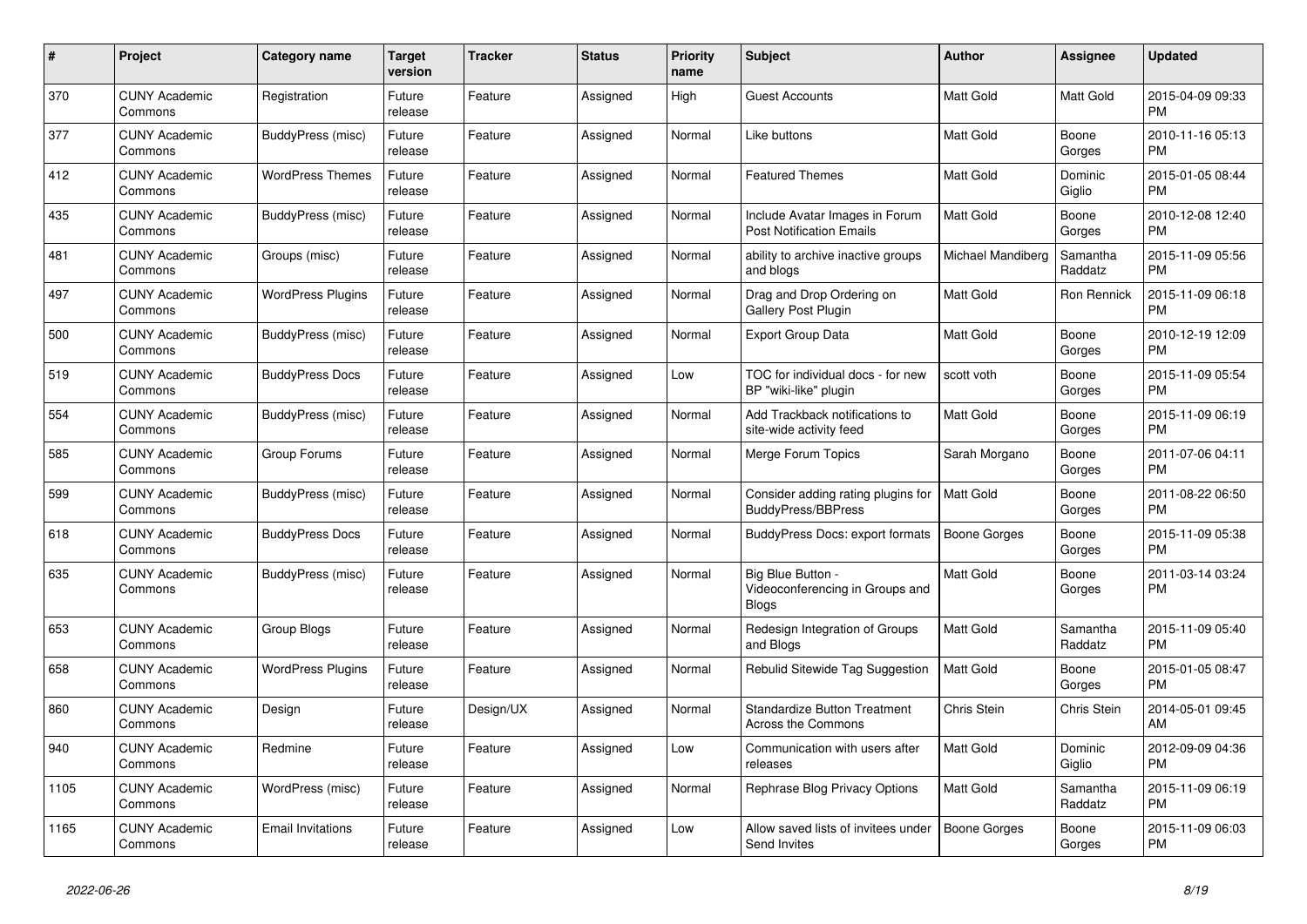| # | Project | Category name | Target version | Tracker | Status | Priority name | Subject | Author | Assignee | Updated |
|---|---|---|---|---|---|---|---|---|---|---|
| 370 | CUNY Academic Commons | Registration | Future release | Feature | Assigned | High | Guest Accounts | Matt Gold | Matt Gold | 2015-04-09 09:33 PM |
| 377 | CUNY Academic Commons | BuddyPress (misc) | Future release | Feature | Assigned | Normal | Like buttons | Matt Gold | Boone Gorges | 2010-11-16 05:13 PM |
| 412 | CUNY Academic Commons | WordPress Themes | Future release | Feature | Assigned | Normal | Featured Themes | Matt Gold | Dominic Giglio | 2015-01-05 08:44 PM |
| 435 | CUNY Academic Commons | BuddyPress (misc) | Future release | Feature | Assigned | Normal | Include Avatar Images in Forum Post Notification Emails | Matt Gold | Boone Gorges | 2010-12-08 12:40 PM |
| 481 | CUNY Academic Commons | Groups (misc) | Future release | Feature | Assigned | Normal | ability to archive inactive groups and blogs | Michael Mandiberg | Samantha Raddatz | 2015-11-09 05:56 PM |
| 497 | CUNY Academic Commons | WordPress Plugins | Future release | Feature | Assigned | Normal | Drag and Drop Ordering on Gallery Post Plugin | Matt Gold | Ron Rennick | 2015-11-09 06:18 PM |
| 500 | CUNY Academic Commons | BuddyPress (misc) | Future release | Feature | Assigned | Normal | Export Group Data | Matt Gold | Boone Gorges | 2010-12-19 12:09 PM |
| 519 | CUNY Academic Commons | BuddyPress Docs | Future release | Feature | Assigned | Low | TOC for individual docs - for new BP "wiki-like" plugin | scott voth | Boone Gorges | 2015-11-09 05:54 PM |
| 554 | CUNY Academic Commons | BuddyPress (misc) | Future release | Feature | Assigned | Normal | Add Trackback notifications to site-wide activity feed | Matt Gold | Boone Gorges | 2015-11-09 06:19 PM |
| 585 | CUNY Academic Commons | Group Forums | Future release | Feature | Assigned | Normal | Merge Forum Topics | Sarah Morgano | Boone Gorges | 2011-07-06 04:11 PM |
| 599 | CUNY Academic Commons | BuddyPress (misc) | Future release | Feature | Assigned | Normal | Consider adding rating plugins for BuddyPress/BBPress | Matt Gold | Boone Gorges | 2011-08-22 06:50 PM |
| 618 | CUNY Academic Commons | BuddyPress Docs | Future release | Feature | Assigned | Normal | BuddyPress Docs: export formats | Boone Gorges | Boone Gorges | 2015-11-09 05:38 PM |
| 635 | CUNY Academic Commons | BuddyPress (misc) | Future release | Feature | Assigned | Normal | Big Blue Button - Videoconferencing in Groups and Blogs | Matt Gold | Boone Gorges | 2011-03-14 03:24 PM |
| 653 | CUNY Academic Commons | Group Blogs | Future release | Feature | Assigned | Normal | Redesign Integration of Groups and Blogs | Matt Gold | Samantha Raddatz | 2015-11-09 05:40 PM |
| 658 | CUNY Academic Commons | WordPress Plugins | Future release | Feature | Assigned | Normal | Rebulid Sitewide Tag Suggestion | Matt Gold | Boone Gorges | 2015-01-05 08:47 PM |
| 860 | CUNY Academic Commons | Design | Future release | Design/UX | Assigned | Normal | Standardize Button Treatment Across the Commons | Chris Stein | Chris Stein | 2014-05-01 09:45 AM |
| 940 | CUNY Academic Commons | Redmine | Future release | Feature | Assigned | Low | Communication with users after releases | Matt Gold | Dominic Giglio | 2012-09-09 04:36 PM |
| 1105 | CUNY Academic Commons | WordPress (misc) | Future release | Feature | Assigned | Normal | Rephrase Blog Privacy Options | Matt Gold | Samantha Raddatz | 2015-11-09 06:19 PM |
| 1165 | CUNY Academic Commons | Email Invitations | Future release | Feature | Assigned | Low | Allow saved lists of invitees under Send Invites | Boone Gorges | Boone Gorges | 2015-11-09 06:03 PM |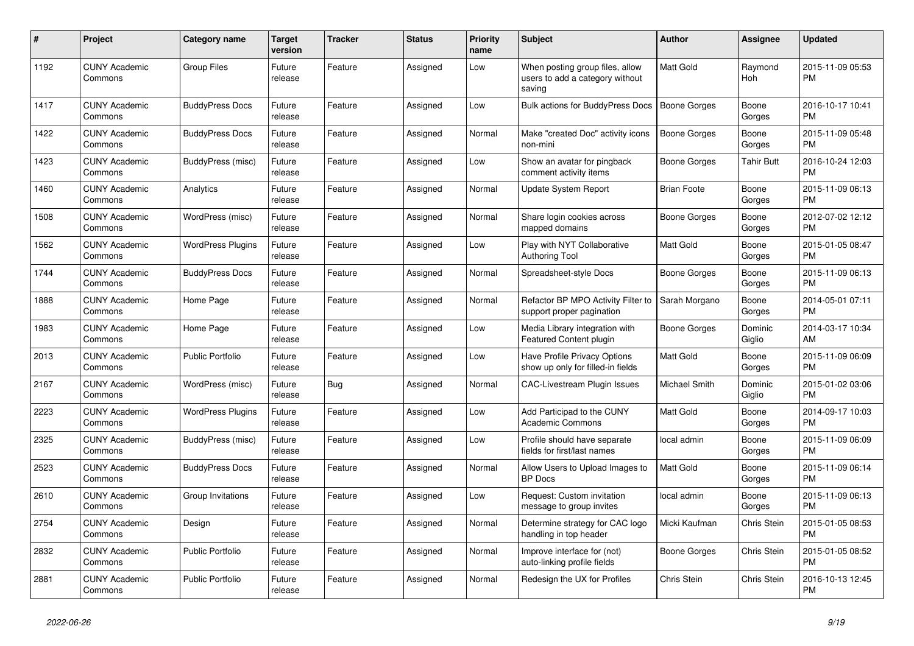| # | Project | Category name | Target version | Tracker | Status | Priority name | Subject | Author | Assignee | Updated |
|---|---|---|---|---|---|---|---|---|---|---|
| 1192 | CUNY Academic Commons | Group Files | Future release | Feature | Assigned | Low | When posting group files, allow users to add a category without saving | Matt Gold | Raymond Hoh | 2015-11-09 05:53 PM |
| 1417 | CUNY Academic Commons | BuddyPress Docs | Future release | Feature | Assigned | Low | Bulk actions for BuddyPress Docs | Boone Gorges | Boone Gorges | 2016-10-17 10:41 PM |
| 1422 | CUNY Academic Commons | BuddyPress Docs | Future release | Feature | Assigned | Normal | Make "created Doc" activity icons non-mini | Boone Gorges | Boone Gorges | 2015-11-09 05:48 PM |
| 1423 | CUNY Academic Commons | BuddyPress (misc) | Future release | Feature | Assigned | Low | Show an avatar for pingback comment activity items | Boone Gorges | Tahir Butt | 2016-10-24 12:03 PM |
| 1460 | CUNY Academic Commons | Analytics | Future release | Feature | Assigned | Normal | Update System Report | Brian Foote | Boone Gorges | 2015-11-09 06:13 PM |
| 1508 | CUNY Academic Commons | WordPress (misc) | Future release | Feature | Assigned | Normal | Share login cookies across mapped domains | Boone Gorges | Boone Gorges | 2012-07-02 12:12 PM |
| 1562 | CUNY Academic Commons | WordPress Plugins | Future release | Feature | Assigned | Low | Play with NYT Collaborative Authoring Tool | Matt Gold | Boone Gorges | 2015-01-05 08:47 PM |
| 1744 | CUNY Academic Commons | BuddyPress Docs | Future release | Feature | Assigned | Normal | Spreadsheet-style Docs | Boone Gorges | Boone Gorges | 2015-11-09 06:13 PM |
| 1888 | CUNY Academic Commons | Home Page | Future release | Feature | Assigned | Normal | Refactor BP MPO Activity Filter to support proper pagination | Sarah Morgano | Boone Gorges | 2014-05-01 07:11 PM |
| 1983 | CUNY Academic Commons | Home Page | Future release | Feature | Assigned | Low | Media Library integration with Featured Content plugin | Boone Gorges | Dominic Giglio | 2014-03-17 10:34 AM |
| 2013 | CUNY Academic Commons | Public Portfolio | Future release | Feature | Assigned | Low | Have Profile Privacy Options show up only for filled-in fields | Matt Gold | Boone Gorges | 2015-11-09 06:09 PM |
| 2167 | CUNY Academic Commons | WordPress (misc) | Future release | Bug | Assigned | Normal | CAC-Livestream Plugin Issues | Michael Smith | Dominic Giglio | 2015-01-02 03:06 PM |
| 2223 | CUNY Academic Commons | WordPress Plugins | Future release | Feature | Assigned | Low | Add Participad to the CUNY Academic Commons | Matt Gold | Boone Gorges | 2014-09-17 10:03 PM |
| 2325 | CUNY Academic Commons | BuddyPress (misc) | Future release | Feature | Assigned | Low | Profile should have separate fields for first/last names | local admin | Boone Gorges | 2015-11-09 06:09 PM |
| 2523 | CUNY Academic Commons | BuddyPress Docs | Future release | Feature | Assigned | Normal | Allow Users to Upload Images to BP Docs | Matt Gold | Boone Gorges | 2015-11-09 06:14 PM |
| 2610 | CUNY Academic Commons | Group Invitations | Future release | Feature | Assigned | Low | Request: Custom invitation message to group invites | local admin | Boone Gorges | 2015-11-09 06:13 PM |
| 2754 | CUNY Academic Commons | Design | Future release | Feature | Assigned | Normal | Determine strategy for CAC logo handling in top header | Micki Kaufman | Chris Stein | 2015-01-05 08:53 PM |
| 2832 | CUNY Academic Commons | Public Portfolio | Future release | Feature | Assigned | Normal | Improve interface for (not) auto-linking profile fields | Boone Gorges | Chris Stein | 2015-01-05 08:52 PM |
| 2881 | CUNY Academic Commons | Public Portfolio | Future release | Feature | Assigned | Normal | Redesign the UX for Profiles | Chris Stein | Chris Stein | 2016-10-13 12:45 PM |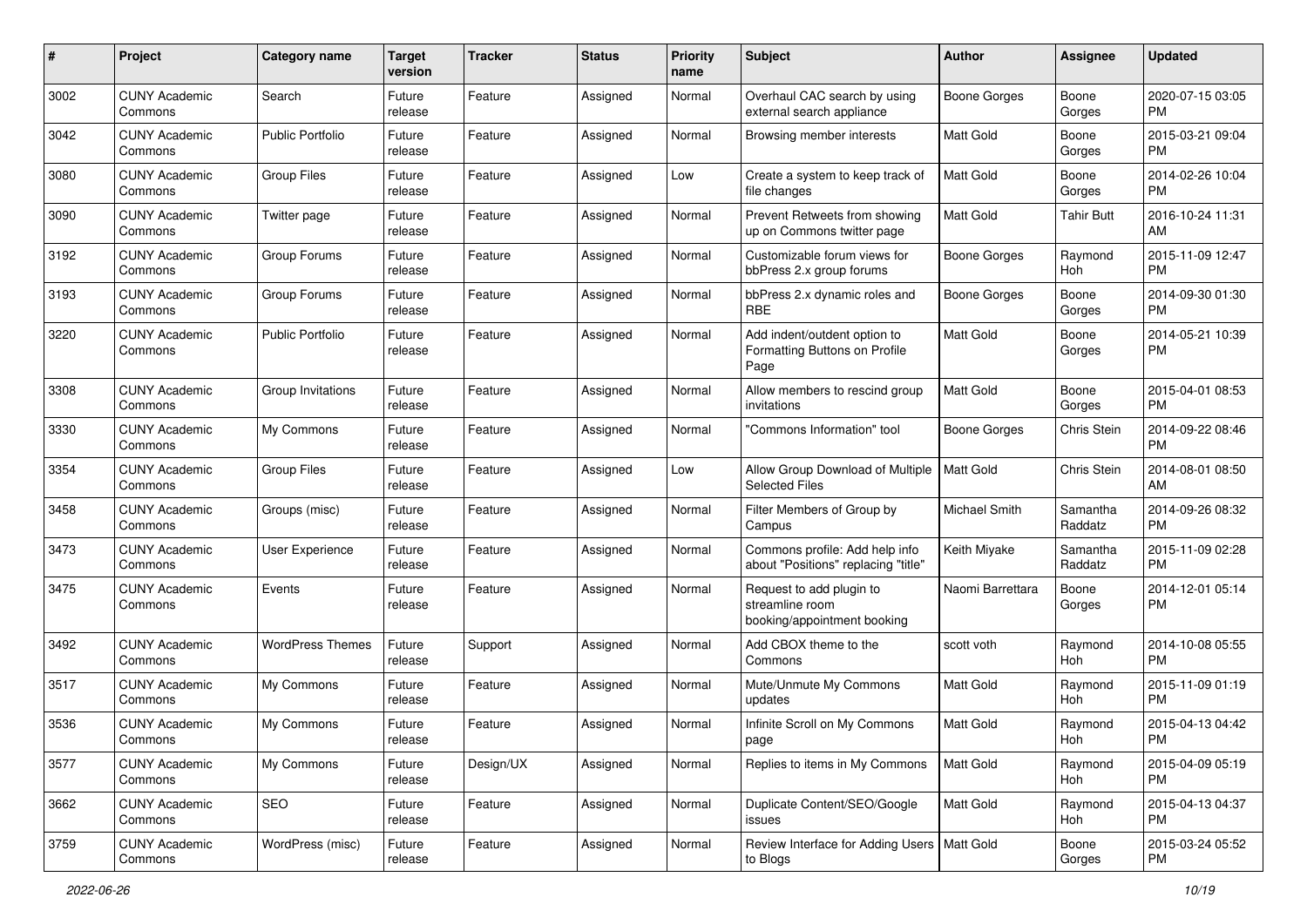| # | Project | Category name | Target version | Tracker | Status | Priority name | Subject | Author | Assignee | Updated |
|---|---|---|---|---|---|---|---|---|---|---|
| 3002 | CUNY Academic Commons | Search | Future release | Feature | Assigned | Normal | Overhaul CAC search by using external search appliance | Boone Gorges | Boone Gorges | 2020-07-15 03:05 PM |
| 3042 | CUNY Academic Commons | Public Portfolio | Future release | Feature | Assigned | Normal | Browsing member interests | Matt Gold | Boone Gorges | 2015-03-21 09:04 PM |
| 3080 | CUNY Academic Commons | Group Files | Future release | Feature | Assigned | Low | Create a system to keep track of file changes | Matt Gold | Boone Gorges | 2014-02-26 10:04 PM |
| 3090 | CUNY Academic Commons | Twitter page | Future release | Feature | Assigned | Normal | Prevent Retweets from showing up on Commons twitter page | Matt Gold | Tahir Butt | 2016-10-24 11:31 AM |
| 3192 | CUNY Academic Commons | Group Forums | Future release | Feature | Assigned | Normal | Customizable forum views for bbPress 2.x group forums | Boone Gorges | Raymond Hoh | 2015-11-09 12:47 PM |
| 3193 | CUNY Academic Commons | Group Forums | Future release | Feature | Assigned | Normal | bbPress 2.x dynamic roles and RBE | Boone Gorges | Boone Gorges | 2014-09-30 01:30 PM |
| 3220 | CUNY Academic Commons | Public Portfolio | Future release | Feature | Assigned | Normal | Add indent/outdent option to Formatting Buttons on Profile Page | Matt Gold | Boone Gorges | 2014-05-21 10:39 PM |
| 3308 | CUNY Academic Commons | Group Invitations | Future release | Feature | Assigned | Normal | Allow members to rescind group invitations | Matt Gold | Boone Gorges | 2015-04-01 08:53 PM |
| 3330 | CUNY Academic Commons | My Commons | Future release | Feature | Assigned | Normal | "Commons Information" tool | Boone Gorges | Chris Stein | 2014-09-22 08:46 PM |
| 3354 | CUNY Academic Commons | Group Files | Future release | Feature | Assigned | Low | Allow Group Download of Multiple Selected Files | Matt Gold | Chris Stein | 2014-08-01 08:50 AM |
| 3458 | CUNY Academic Commons | Groups (misc) | Future release | Feature | Assigned | Normal | Filter Members of Group by Campus | Michael Smith | Samantha Raddatz | 2014-09-26 08:32 PM |
| 3473 | CUNY Academic Commons | User Experience | Future release | Feature | Assigned | Normal | Commons profile: Add help info about "Positions" replacing "title" | Keith Miyake | Samantha Raddatz | 2015-11-09 02:28 PM |
| 3475 | CUNY Academic Commons | Events | Future release | Feature | Assigned | Normal | Request to add plugin to streamline room booking/appointment booking | Naomi Barrettara | Boone Gorges | 2014-12-01 05:14 PM |
| 3492 | CUNY Academic Commons | WordPress Themes | Future release | Support | Assigned | Normal | Add CBOX theme to the Commons | scott voth | Raymond Hoh | 2014-10-08 05:55 PM |
| 3517 | CUNY Academic Commons | My Commons | Future release | Feature | Assigned | Normal | Mute/Unmute My Commons updates | Matt Gold | Raymond Hoh | 2015-11-09 01:19 PM |
| 3536 | CUNY Academic Commons | My Commons | Future release | Feature | Assigned | Normal | Infinite Scroll on My Commons page | Matt Gold | Raymond Hoh | 2015-04-13 04:42 PM |
| 3577 | CUNY Academic Commons | My Commons | Future release | Design/UX | Assigned | Normal | Replies to items in My Commons | Matt Gold | Raymond Hoh | 2015-04-09 05:19 PM |
| 3662 | CUNY Academic Commons | SEO | Future release | Feature | Assigned | Normal | Duplicate Content/SEO/Google issues | Matt Gold | Raymond Hoh | 2015-04-13 04:37 PM |
| 3759 | CUNY Academic Commons | WordPress (misc) | Future release | Feature | Assigned | Normal | Review Interface for Adding Users to Blogs | Matt Gold | Boone Gorges | 2015-03-24 05:52 PM |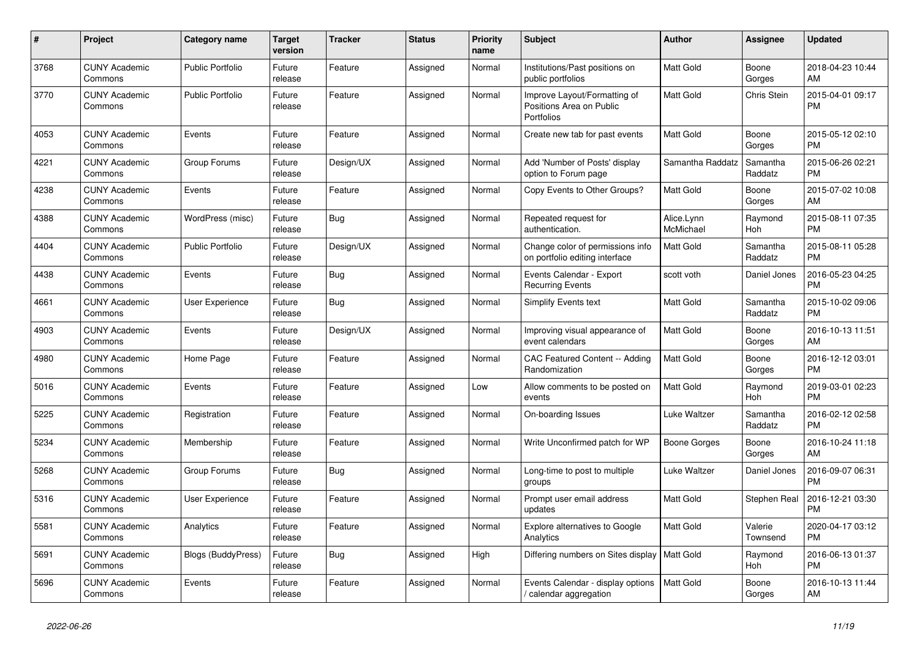| # | Project | Category name | Target version | Tracker | Status | Priority name | Subject | Author | Assignee | Updated |
|---|---|---|---|---|---|---|---|---|---|---|
| 3768 | CUNY Academic Commons | Public Portfolio | Future release | Feature | Assigned | Normal | Institutions/Past positions on public portfolios | Matt Gold | Boone Gorges | 2018-04-23 10:44 AM |
| 3770 | CUNY Academic Commons | Public Portfolio | Future release | Feature | Assigned | Normal | Improve Layout/Formatting of Positions Area on Public Portfolios | Matt Gold | Chris Stein | 2015-04-01 09:17 PM |
| 4053 | CUNY Academic Commons | Events | Future release | Feature | Assigned | Normal | Create new tab for past events | Matt Gold | Boone Gorges | 2015-05-12 02:10 PM |
| 4221 | CUNY Academic Commons | Group Forums | Future release | Design/UX | Assigned | Normal | Add 'Number of Posts' display option to Forum page | Samantha Raddatz | Samantha Raddatz | 2015-06-26 02:21 PM |
| 4238 | CUNY Academic Commons | Events | Future release | Feature | Assigned | Normal | Copy Events to Other Groups? | Matt Gold | Boone Gorges | 2015-07-02 10:08 AM |
| 4388 | CUNY Academic Commons | WordPress (misc) | Future release | Bug | Assigned | Normal | Repeated request for authentication. | Alice.Lynn McMichael | Raymond Hoh | 2015-08-11 07:35 PM |
| 4404 | CUNY Academic Commons | Public Portfolio | Future release | Design/UX | Assigned | Normal | Change color of permissions info on portfolio editing interface | Matt Gold | Samantha Raddatz | 2015-08-11 05:28 PM |
| 4438 | CUNY Academic Commons | Events | Future release | Bug | Assigned | Normal | Events Calendar - Export Recurring Events | scott voth | Daniel Jones | 2016-05-23 04:25 PM |
| 4661 | CUNY Academic Commons | User Experience | Future release | Bug | Assigned | Normal | Simplify Events text | Matt Gold | Samantha Raddatz | 2015-10-02 09:06 PM |
| 4903 | CUNY Academic Commons | Events | Future release | Design/UX | Assigned | Normal | Improving visual appearance of event calendars | Matt Gold | Boone Gorges | 2016-10-13 11:51 AM |
| 4980 | CUNY Academic Commons | Home Page | Future release | Feature | Assigned | Normal | CAC Featured Content -- Adding Randomization | Matt Gold | Boone Gorges | 2016-12-12 03:01 PM |
| 5016 | CUNY Academic Commons | Events | Future release | Feature | Assigned | Low | Allow comments to be posted on events | Matt Gold | Raymond Hoh | 2019-03-01 02:23 PM |
| 5225 | CUNY Academic Commons | Registration | Future release | Feature | Assigned | Normal | On-boarding Issues | Luke Waltzer | Samantha Raddatz | 2016-02-12 02:58 PM |
| 5234 | CUNY Academic Commons | Membership | Future release | Feature | Assigned | Normal | Write Unconfirmed patch for WP | Boone Gorges | Boone Gorges | 2016-10-24 11:18 AM |
| 5268 | CUNY Academic Commons | Group Forums | Future release | Bug | Assigned | Normal | Long-time to post to multiple groups | Luke Waltzer | Daniel Jones | 2016-09-07 06:31 PM |
| 5316 | CUNY Academic Commons | User Experience | Future release | Feature | Assigned | Normal | Prompt user email address updates | Matt Gold | Stephen Real | 2016-12-21 03:30 PM |
| 5581 | CUNY Academic Commons | Analytics | Future release | Feature | Assigned | Normal | Explore alternatives to Google Analytics | Matt Gold | Valerie Townsend | 2020-04-17 03:12 PM |
| 5691 | CUNY Academic Commons | Blogs (BuddyPress) | Future release | Bug | Assigned | High | Differing numbers on Sites display | Matt Gold | Raymond Hoh | 2016-06-13 01:37 PM |
| 5696 | CUNY Academic Commons | Events | Future release | Feature | Assigned | Normal | Events Calendar - display options / calendar aggregation | Matt Gold | Boone Gorges | 2016-10-13 11:44 AM |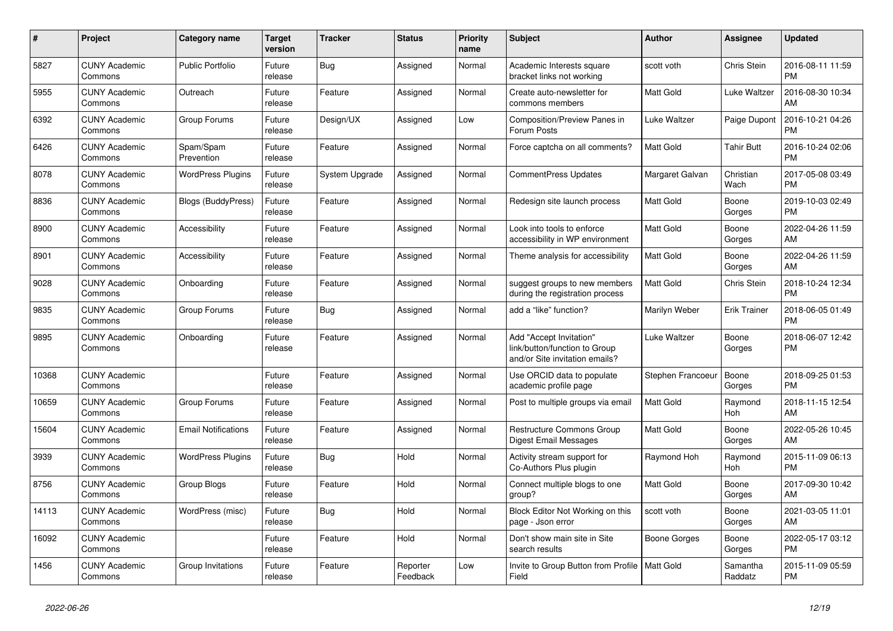| # | Project | Category name | Target version | Tracker | Status | Priority name | Subject | Author | Assignee | Updated |
|---|---|---|---|---|---|---|---|---|---|---|
| 5827 | CUNY Academic Commons | Public Portfolio | Future release | Bug | Assigned | Normal | Academic Interests square bracket links not working | scott voth | Chris Stein | 2016-08-11 11:59 PM |
| 5955 | CUNY Academic Commons | Outreach | Future release | Feature | Assigned | Normal | Create auto-newsletter for commons members | Matt Gold | Luke Waltzer | 2016-08-30 10:34 AM |
| 6392 | CUNY Academic Commons | Group Forums | Future release | Design/UX | Assigned | Low | Composition/Preview Panes in Forum Posts | Luke Waltzer | Paige Dupont | 2016-10-21 04:26 PM |
| 6426 | CUNY Academic Commons | Spam/Spam Prevention | Future release | Feature | Assigned | Normal | Force captcha on all comments? | Matt Gold | Tahir Butt | 2016-10-24 02:06 PM |
| 8078 | CUNY Academic Commons | WordPress Plugins | Future release | System Upgrade | Assigned | Normal | CommentPress Updates | Margaret Galvan | Christian Wach | 2017-05-08 03:49 PM |
| 8836 | CUNY Academic Commons | Blogs (BuddyPress) | Future release | Feature | Assigned | Normal | Redesign site launch process | Matt Gold | Boone Gorges | 2019-10-03 02:49 PM |
| 8900 | CUNY Academic Commons | Accessibility | Future release | Feature | Assigned | Normal | Look into tools to enforce accessibility in WP environment | Matt Gold | Boone Gorges | 2022-04-26 11:59 AM |
| 8901 | CUNY Academic Commons | Accessibility | Future release | Feature | Assigned | Normal | Theme analysis for accessibility | Matt Gold | Boone Gorges | 2022-04-26 11:59 AM |
| 9028 | CUNY Academic Commons | Onboarding | Future release | Feature | Assigned | Normal | suggest groups to new members during the registration process | Matt Gold | Chris Stein | 2018-10-24 12:34 PM |
| 9835 | CUNY Academic Commons | Group Forums | Future release | Bug | Assigned | Normal | add a "like" function? | Marilyn Weber | Erik Trainer | 2018-06-05 01:49 PM |
| 9895 | CUNY Academic Commons | Onboarding | Future release | Feature | Assigned | Normal | Add "Accept Invitation" link/button/function to Group and/or Site invitation emails? | Luke Waltzer | Boone Gorges | 2018-06-07 12:42 PM |
| 10368 | CUNY Academic Commons | | Future release | Feature | Assigned | Normal | Use ORCID data to populate academic profile page | Stephen Francoeur | Boone Gorges | 2018-09-25 01:53 PM |
| 10659 | CUNY Academic Commons | Group Forums | Future release | Feature | Assigned | Normal | Post to multiple groups via email | Matt Gold | Raymond Hoh | 2018-11-15 12:54 AM |
| 15604 | CUNY Academic Commons | Email Notifications | Future release | Feature | Assigned | Normal | Restructure Commons Group Digest Email Messages | Matt Gold | Boone Gorges | 2022-05-26 10:45 AM |
| 3939 | CUNY Academic Commons | WordPress Plugins | Future release | Bug | Hold | Normal | Activity stream support for Co-Authors Plus plugin | Raymond Hoh | Raymond Hoh | 2015-11-09 06:13 PM |
| 8756 | CUNY Academic Commons | Group Blogs | Future release | Feature | Hold | Normal | Connect multiple blogs to one group? | Matt Gold | Boone Gorges | 2017-09-30 10:42 AM |
| 14113 | CUNY Academic Commons | WordPress (misc) | Future release | Bug | Hold | Normal | Block Editor Not Working on this page - Json error | scott voth | Boone Gorges | 2021-03-05 11:01 AM |
| 16092 | CUNY Academic Commons | | Future release | Feature | Hold | Normal | Don't show main site in Site search results | Boone Gorges | Boone Gorges | 2022-05-17 03:12 PM |
| 1456 | CUNY Academic Commons | Group Invitations | Future release | Feature | Reporter Feedback | Low | Invite to Group Button from Profile Field | Matt Gold | Samantha Raddatz | 2015-11-09 05:59 PM |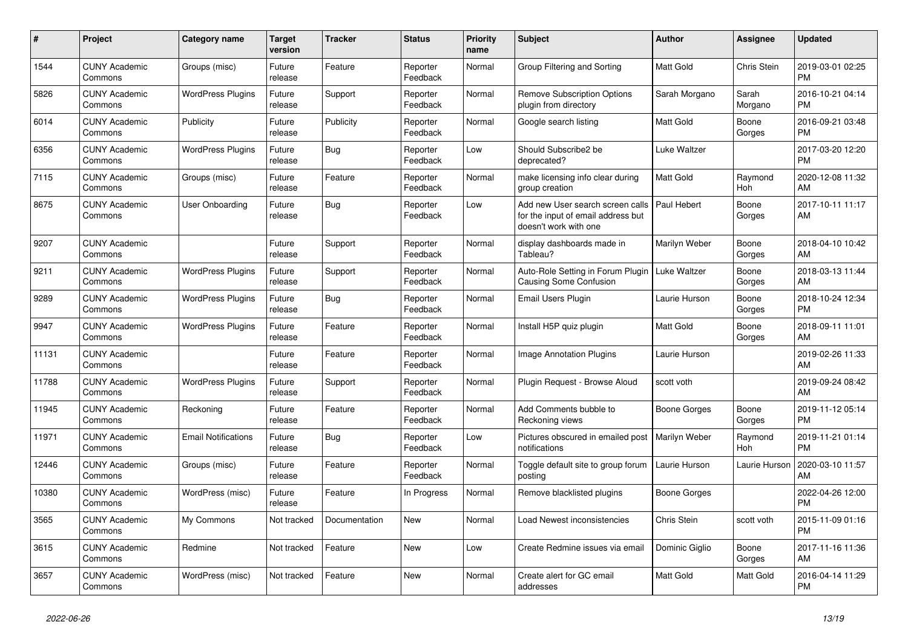| # | Project | Category name | Target version | Tracker | Status | Priority name | Subject | Author | Assignee | Updated |
|---|---|---|---|---|---|---|---|---|---|---|
| 1544 | CUNY Academic Commons | Groups (misc) | Future release | Feature | Reporter Feedback | Normal | Group Filtering and Sorting | Matt Gold | Chris Stein | 2019-03-01 02:25 PM |
| 5826 | CUNY Academic Commons | WordPress Plugins | Future release | Support | Reporter Feedback | Normal | Remove Subscription Options plugin from directory | Sarah Morgano | Sarah Morgano | 2016-10-21 04:14 PM |
| 6014 | CUNY Academic Commons | Publicity | Future release | Publicity | Reporter Feedback | Normal | Google search listing | Matt Gold | Boone Gorges | 2016-09-21 03:48 PM |
| 6356 | CUNY Academic Commons | WordPress Plugins | Future release | Bug | Reporter Feedback | Low | Should Subscribe2 be deprecated? | Luke Waltzer | | 2017-03-20 12:20 PM |
| 7115 | CUNY Academic Commons | Groups (misc) | Future release | Feature | Reporter Feedback | Normal | make licensing info clear during group creation | Matt Gold | Raymond Hoh | 2020-12-08 11:32 AM |
| 8675 | CUNY Academic Commons | User Onboarding | Future release | Bug | Reporter Feedback | Low | Add new User search screen calls for the input of email address but doesn't work with one | Paul Hebert | Boone Gorges | 2017-10-11 11:17 AM |
| 9207 | CUNY Academic Commons | | Future release | Support | Reporter Feedback | Normal | display dashboards made in Tableau? | Marilyn Weber | Boone Gorges | 2018-04-10 10:42 AM |
| 9211 | CUNY Academic Commons | WordPress Plugins | Future release | Support | Reporter Feedback | Normal | Auto-Role Setting in Forum Plugin Causing Some Confusion | Luke Waltzer | Boone Gorges | 2018-03-13 11:44 AM |
| 9289 | CUNY Academic Commons | WordPress Plugins | Future release | Bug | Reporter Feedback | Normal | Email Users Plugin | Laurie Hurson | Boone Gorges | 2018-10-24 12:34 PM |
| 9947 | CUNY Academic Commons | WordPress Plugins | Future release | Feature | Reporter Feedback | Normal | Install H5P quiz plugin | Matt Gold | Boone Gorges | 2018-09-11 11:01 AM |
| 11131 | CUNY Academic Commons | | Future release | Feature | Reporter Feedback | Normal | Image Annotation Plugins | Laurie Hurson | | 2019-02-26 11:33 AM |
| 11788 | CUNY Academic Commons | WordPress Plugins | Future release | Support | Reporter Feedback | Normal | Plugin Request - Browse Aloud | scott voth | | 2019-09-24 08:42 AM |
| 11945 | CUNY Academic Commons | Reckoning | Future release | Feature | Reporter Feedback | Normal | Add Comments bubble to Reckoning views | Boone Gorges | Boone Gorges | 2019-11-12 05:14 PM |
| 11971 | CUNY Academic Commons | Email Notifications | Future release | Bug | Reporter Feedback | Low | Pictures obscured in emailed post notifications | Marilyn Weber | Raymond Hoh | 2019-11-21 01:14 PM |
| 12446 | CUNY Academic Commons | Groups (misc) | Future release | Feature | Reporter Feedback | Normal | Toggle default site to group forum posting | Laurie Hurson | Laurie Hurson | 2020-03-10 11:57 AM |
| 10380 | CUNY Academic Commons | WordPress (misc) | Future release | Feature | In Progress | Normal | Remove blacklisted plugins | Boone Gorges | | 2022-04-26 12:00 PM |
| 3565 | CUNY Academic Commons | My Commons | Not tracked | Documentation | New | Normal | Load Newest inconsistencies | Chris Stein | scott voth | 2015-11-09 01:16 PM |
| 3615 | CUNY Academic Commons | Redmine | Not tracked | Feature | New | Low | Create Redmine issues via email | Dominic Giglio | Boone Gorges | 2017-11-16 11:36 AM |
| 3657 | CUNY Academic Commons | WordPress (misc) | Not tracked | Feature | New | Normal | Create alert for GC email addresses | Matt Gold | Matt Gold | 2016-04-14 11:29 PM |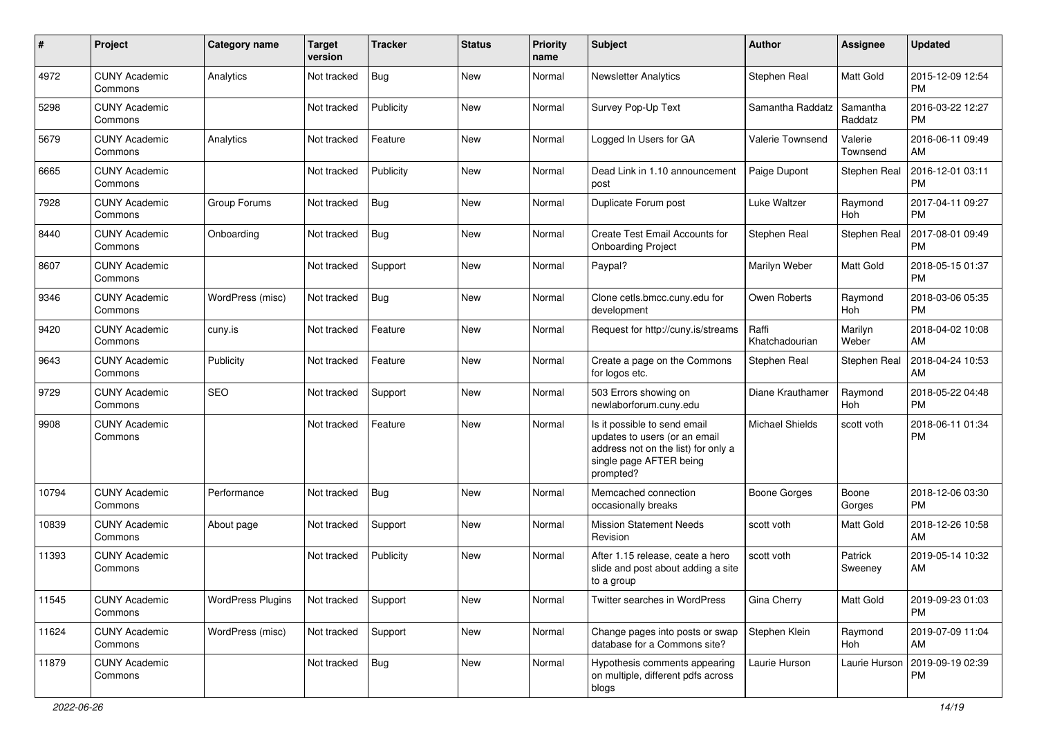| # | Project | Category name | Target version | Tracker | Status | Priority name | Subject | Author | Assignee | Updated |
|---|---|---|---|---|---|---|---|---|---|---|
| 4972 | CUNY Academic Commons | Analytics | Not tracked | Bug | New | Normal | Newsletter Analytics | Stephen Real | Matt Gold | 2015-12-09 12:54 PM |
| 5298 | CUNY Academic Commons | | Not tracked | Publicity | New | Normal | Survey Pop-Up Text | Samantha Raddatz | Samantha Raddatz | 2016-03-22 12:27 PM |
| 5679 | CUNY Academic Commons | Analytics | Not tracked | Feature | New | Normal | Logged In Users for GA | Valerie Townsend | Valerie Townsend | 2016-06-11 09:49 AM |
| 6665 | CUNY Academic Commons | | Not tracked | Publicity | New | Normal | Dead Link in 1.10 announcement post | Paige Dupont | Stephen Real | 2016-12-01 03:11 PM |
| 7928 | CUNY Academic Commons | Group Forums | Not tracked | Bug | New | Normal | Duplicate Forum post | Luke Waltzer | Raymond Hoh | 2017-04-11 09:27 PM |
| 8440 | CUNY Academic Commons | Onboarding | Not tracked | Bug | New | Normal | Create Test Email Accounts for Onboarding Project | Stephen Real | Stephen Real | 2017-08-01 09:49 PM |
| 8607 | CUNY Academic Commons | | Not tracked | Support | New | Normal | Paypal? | Marilyn Weber | Matt Gold | 2018-05-15 01:37 PM |
| 9346 | CUNY Academic Commons | WordPress (misc) | Not tracked | Bug | New | Normal | Clone cetls.bmcc.cuny.edu for development | Owen Roberts | Raymond Hoh | 2018-03-06 05:35 PM |
| 9420 | CUNY Academic Commons | cuny.is | Not tracked | Feature | New | Normal | Request for http://cuny.is/streams | Raffi Khatchadourian | Marilyn Weber | 2018-04-02 10:08 AM |
| 9643 | CUNY Academic Commons | Publicity | Not tracked | Feature | New | Normal | Create a page on the Commons for logos etc. | Stephen Real | Stephen Real | 2018-04-24 10:53 AM |
| 9729 | CUNY Academic Commons | SEO | Not tracked | Support | New | Normal | 503 Errors showing on newlaborforum.cuny.edu | Diane Krauthamer | Raymond Hoh | 2018-05-22 04:48 PM |
| 9908 | CUNY Academic Commons | | Not tracked | Feature | New | Normal | Is it possible to send email updates to users (or an email address not on the list) for only a single page AFTER being prompted? | Michael Shields | scott voth | 2018-06-11 01:34 PM |
| 10794 | CUNY Academic Commons | Performance | Not tracked | Bug | New | Normal | Memcached connection occasionally breaks | Boone Gorges | Boone Gorges | 2018-12-06 03:30 PM |
| 10839 | CUNY Academic Commons | About page | Not tracked | Support | New | Normal | Mission Statement Needs Revision | scott voth | Matt Gold | 2018-12-26 10:58 AM |
| 11393 | CUNY Academic Commons | | Not tracked | Publicity | New | Normal | After 1.15 release, ceate a hero slide and post about adding a site to a group | scott voth | Patrick Sweeney | 2019-05-14 10:32 AM |
| 11545 | CUNY Academic Commons | WordPress Plugins | Not tracked | Support | New | Normal | Twitter searches in WordPress | Gina Cherry | Matt Gold | 2019-09-23 01:03 PM |
| 11624 | CUNY Academic Commons | WordPress (misc) | Not tracked | Support | New | Normal | Change pages into posts or swap database for a Commons site? | Stephen Klein | Raymond Hoh | 2019-07-09 11:04 AM |
| 11879 | CUNY Academic Commons | | Not tracked | Bug | New | Normal | Hypothesis comments appearing on multiple, different pdfs across blogs | Laurie Hurson | Laurie Hurson | 2019-09-19 02:39 PM |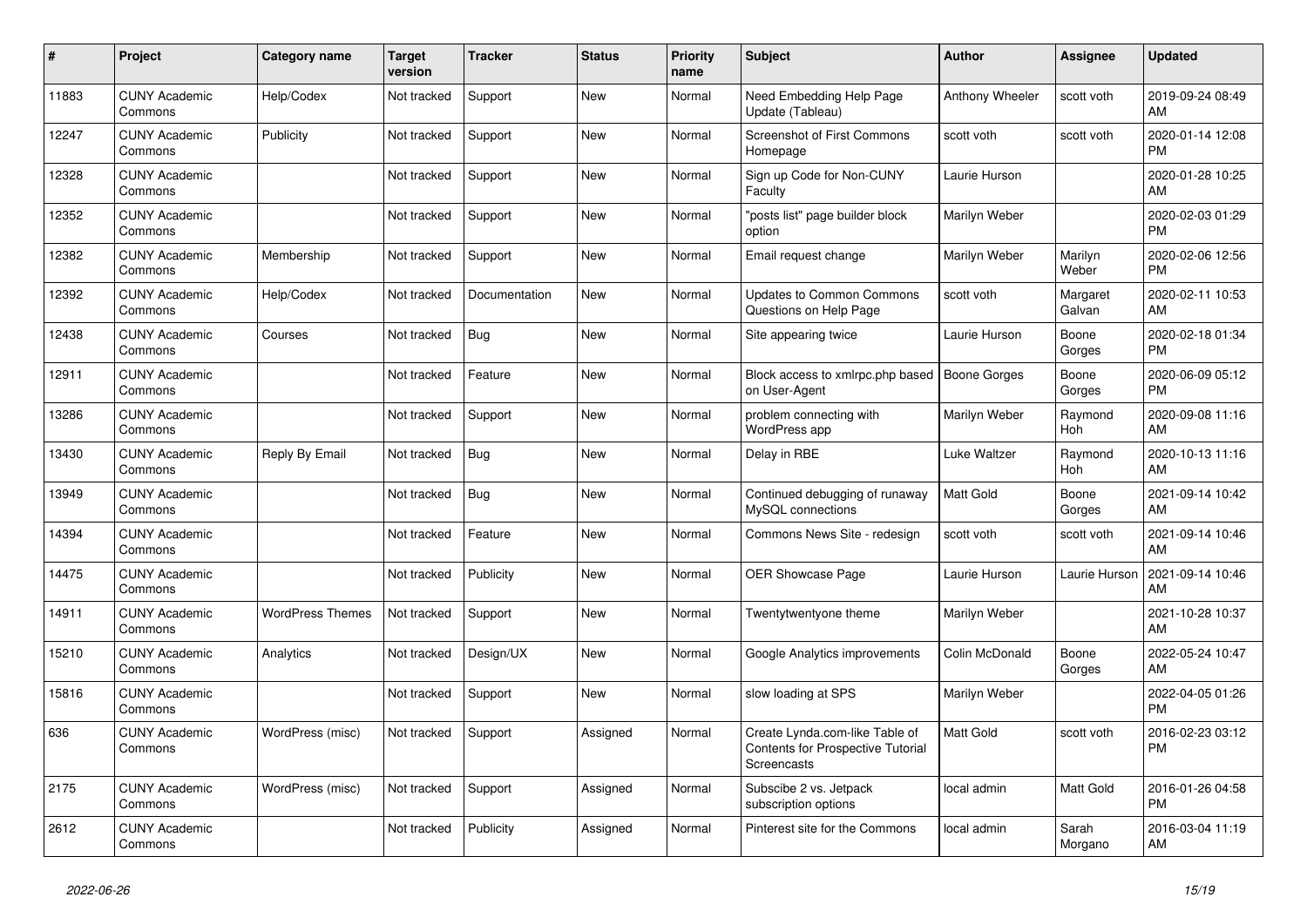| # | Project | Category name | Target version | Tracker | Status | Priority name | Subject | Author | Assignee | Updated |
|---|---|---|---|---|---|---|---|---|---|---|
| 11883 | CUNY Academic Commons | Help/Codex | Not tracked | Support | New | Normal | Need Embedding Help Page Update (Tableau) | Anthony Wheeler | scott voth | 2019-09-24 08:49 AM |
| 12247 | CUNY Academic Commons | Publicity | Not tracked | Support | New | Normal | Screenshot of First Commons Homepage | scott voth | scott voth | 2020-01-14 12:08 PM |
| 12328 | CUNY Academic Commons | | Not tracked | Support | New | Normal | Sign up Code for Non-CUNY Faculty | Laurie Hurson | | 2020-01-28 10:25 AM |
| 12352 | CUNY Academic Commons | | Not tracked | Support | New | Normal | "posts list" page builder block option | Marilyn Weber | | 2020-02-03 01:29 PM |
| 12382 | CUNY Academic Commons | Membership | Not tracked | Support | New | Normal | Email request change | Marilyn Weber | Marilyn Weber | 2020-02-06 12:56 PM |
| 12392 | CUNY Academic Commons | Help/Codex | Not tracked | Documentation | New | Normal | Updates to Common Commons Questions on Help Page | scott voth | Margaret Galvan | 2020-02-11 10:53 AM |
| 12438 | CUNY Academic Commons | Courses | Not tracked | Bug | New | Normal | Site appearing twice | Laurie Hurson | Boone Gorges | 2020-02-18 01:34 PM |
| 12911 | CUNY Academic Commons | | Not tracked | Feature | New | Normal | Block access to xmlrpc.php based on User-Agent | Boone Gorges | Boone Gorges | 2020-06-09 05:12 PM |
| 13286 | CUNY Academic Commons | | Not tracked | Support | New | Normal | problem connecting with WordPress app | Marilyn Weber | Raymond Hoh | 2020-09-08 11:16 AM |
| 13430 | CUNY Academic Commons | Reply By Email | Not tracked | Bug | New | Normal | Delay in RBE | Luke Waltzer | Raymond Hoh | 2020-10-13 11:16 AM |
| 13949 | CUNY Academic Commons | | Not tracked | Bug | New | Normal | Continued debugging of runaway MySQL connections | Matt Gold | Boone Gorges | 2021-09-14 10:42 AM |
| 14394 | CUNY Academic Commons | | Not tracked | Feature | New | Normal | Commons News Site - redesign | scott voth | scott voth | 2021-09-14 10:46 AM |
| 14475 | CUNY Academic Commons | | Not tracked | Publicity | New | Normal | OER Showcase Page | Laurie Hurson | Laurie Hurson | 2021-09-14 10:46 AM |
| 14911 | CUNY Academic Commons | WordPress Themes | Not tracked | Support | New | Normal | Twentytwentyone theme | Marilyn Weber | | 2021-10-28 10:37 AM |
| 15210 | CUNY Academic Commons | Analytics | Not tracked | Design/UX | New | Normal | Google Analytics improvements | Colin McDonald | Boone Gorges | 2022-05-24 10:47 AM |
| 15816 | CUNY Academic Commons | | Not tracked | Support | New | Normal | slow loading at SPS | Marilyn Weber | | 2022-04-05 01:26 PM |
| 636 | CUNY Academic Commons | WordPress (misc) | Not tracked | Support | Assigned | Normal | Create Lynda.com-like Table of Contents for Prospective Tutorial Screencasts | Matt Gold | scott voth | 2016-02-23 03:12 PM |
| 2175 | CUNY Academic Commons | WordPress (misc) | Not tracked | Support | Assigned | Normal | Subscibe 2 vs. Jetpack subscription options | local admin | Matt Gold | 2016-01-26 04:58 PM |
| 2612 | CUNY Academic Commons | | Not tracked | Publicity | Assigned | Normal | Pinterest site for the Commons | local admin | Sarah Morgano | 2016-03-04 11:19 AM |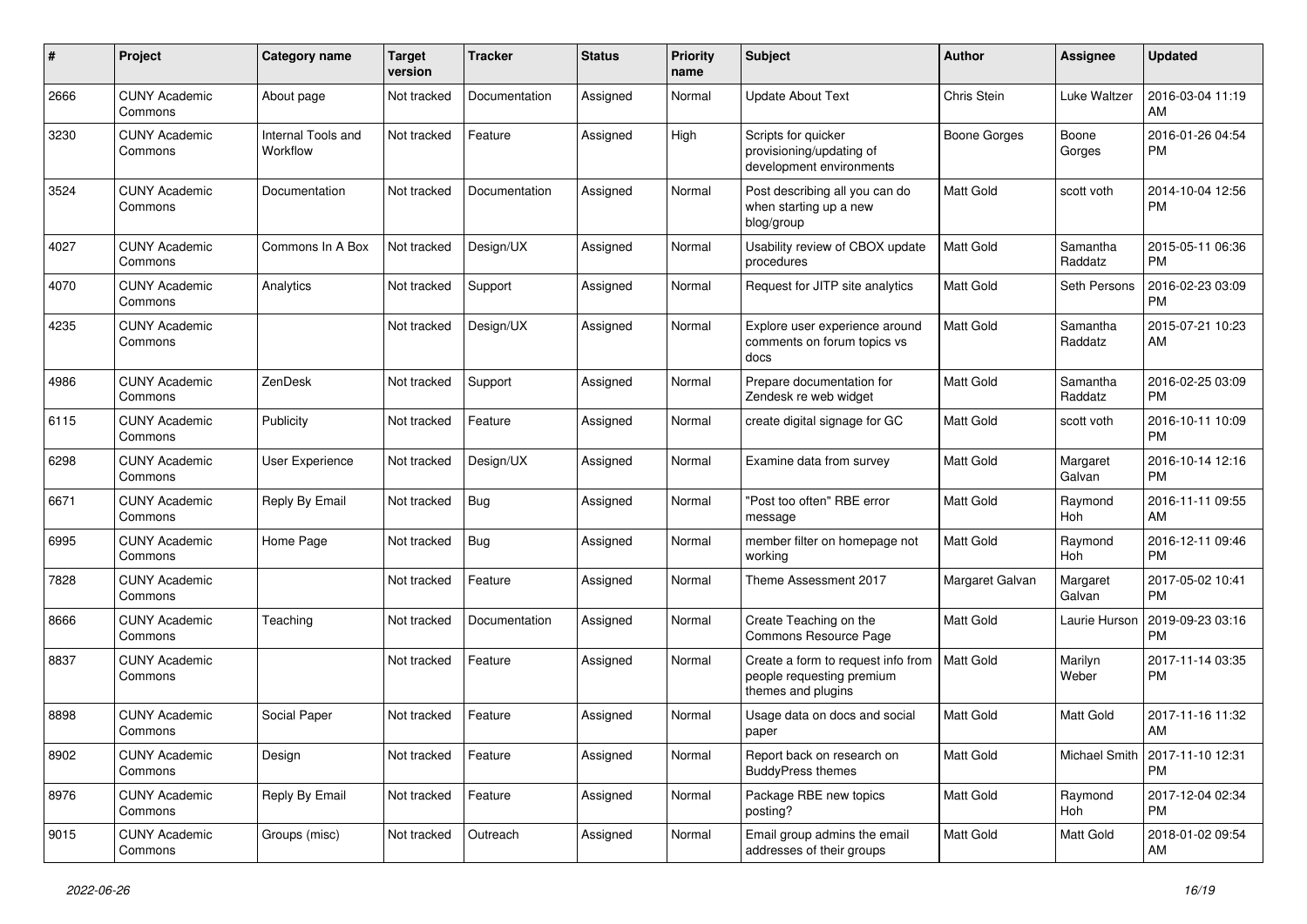| # | Project | Category name | Target version | Tracker | Status | Priority name | Subject | Author | Assignee | Updated |
|---|---|---|---|---|---|---|---|---|---|---|
| 2666 | CUNY Academic Commons | About page | Not tracked | Documentation | Assigned | Normal | Update About Text | Chris Stein | Luke Waltzer | 2016-03-04 11:19 AM |
| 3230 | CUNY Academic Commons | Internal Tools and Workflow | Not tracked | Feature | Assigned | High | Scripts for quicker provisioning/updating of development environments | Boone Gorges | Boone Gorges | 2016-01-26 04:54 PM |
| 3524 | CUNY Academic Commons | Documentation | Not tracked | Documentation | Assigned | Normal | Post describing all you can do when starting up a new blog/group | Matt Gold | scott voth | 2014-10-04 12:56 PM |
| 4027 | CUNY Academic Commons | Commons In A Box | Not tracked | Design/UX | Assigned | Normal | Usability review of CBOX update procedures | Matt Gold | Samantha Raddatz | 2015-05-11 06:36 PM |
| 4070 | CUNY Academic Commons | Analytics | Not tracked | Support | Assigned | Normal | Request for JITP site analytics | Matt Gold | Seth Persons | 2016-02-23 03:09 PM |
| 4235 | CUNY Academic Commons | | Not tracked | Design/UX | Assigned | Normal | Explore user experience around comments on forum topics vs docs | Matt Gold | Samantha Raddatz | 2015-07-21 10:23 AM |
| 4986 | CUNY Academic Commons | ZenDesk | Not tracked | Support | Assigned | Normal | Prepare documentation for Zendesk re web widget | Matt Gold | Samantha Raddatz | 2016-02-25 03:09 PM |
| 6115 | CUNY Academic Commons | Publicity | Not tracked | Feature | Assigned | Normal | create digital signage for GC | Matt Gold | scott voth | 2016-10-11 10:09 PM |
| 6298 | CUNY Academic Commons | User Experience | Not tracked | Design/UX | Assigned | Normal | Examine data from survey | Matt Gold | Margaret Galvan | 2016-10-14 12:16 PM |
| 6671 | CUNY Academic Commons | Reply By Email | Not tracked | Bug | Assigned | Normal | "Post too often" RBE error message | Matt Gold | Raymond Hoh | 2016-11-11 09:55 AM |
| 6995 | CUNY Academic Commons | Home Page | Not tracked | Bug | Assigned | Normal | member filter on homepage not working | Matt Gold | Raymond Hoh | 2016-12-11 09:46 PM |
| 7828 | CUNY Academic Commons | | Not tracked | Feature | Assigned | Normal | Theme Assessment 2017 | Margaret Galvan | Margaret Galvan | 2017-05-02 10:41 PM |
| 8666 | CUNY Academic Commons | Teaching | Not tracked | Documentation | Assigned | Normal | Create Teaching on the Commons Resource Page | Matt Gold | Laurie Hurson | 2019-09-23 03:16 PM |
| 8837 | CUNY Academic Commons | | Not tracked | Feature | Assigned | Normal | Create a form to request info from people requesting premium themes and plugins | Matt Gold | Marilyn Weber | 2017-11-14 03:35 PM |
| 8898 | CUNY Academic Commons | Social Paper | Not tracked | Feature | Assigned | Normal | Usage data on docs and social paper | Matt Gold | Matt Gold | 2017-11-16 11:32 AM |
| 8902 | CUNY Academic Commons | Design | Not tracked | Feature | Assigned | Normal | Report back on research on BuddyPress themes | Matt Gold | Michael Smith | 2017-11-10 12:31 PM |
| 8976 | CUNY Academic Commons | Reply By Email | Not tracked | Feature | Assigned | Normal | Package RBE new topics posting? | Matt Gold | Raymond Hoh | 2017-12-04 02:34 PM |
| 9015 | CUNY Academic Commons | Groups (misc) | Not tracked | Outreach | Assigned | Normal | Email group admins the email addresses of their groups | Matt Gold | Matt Gold | 2018-01-02 09:54 AM |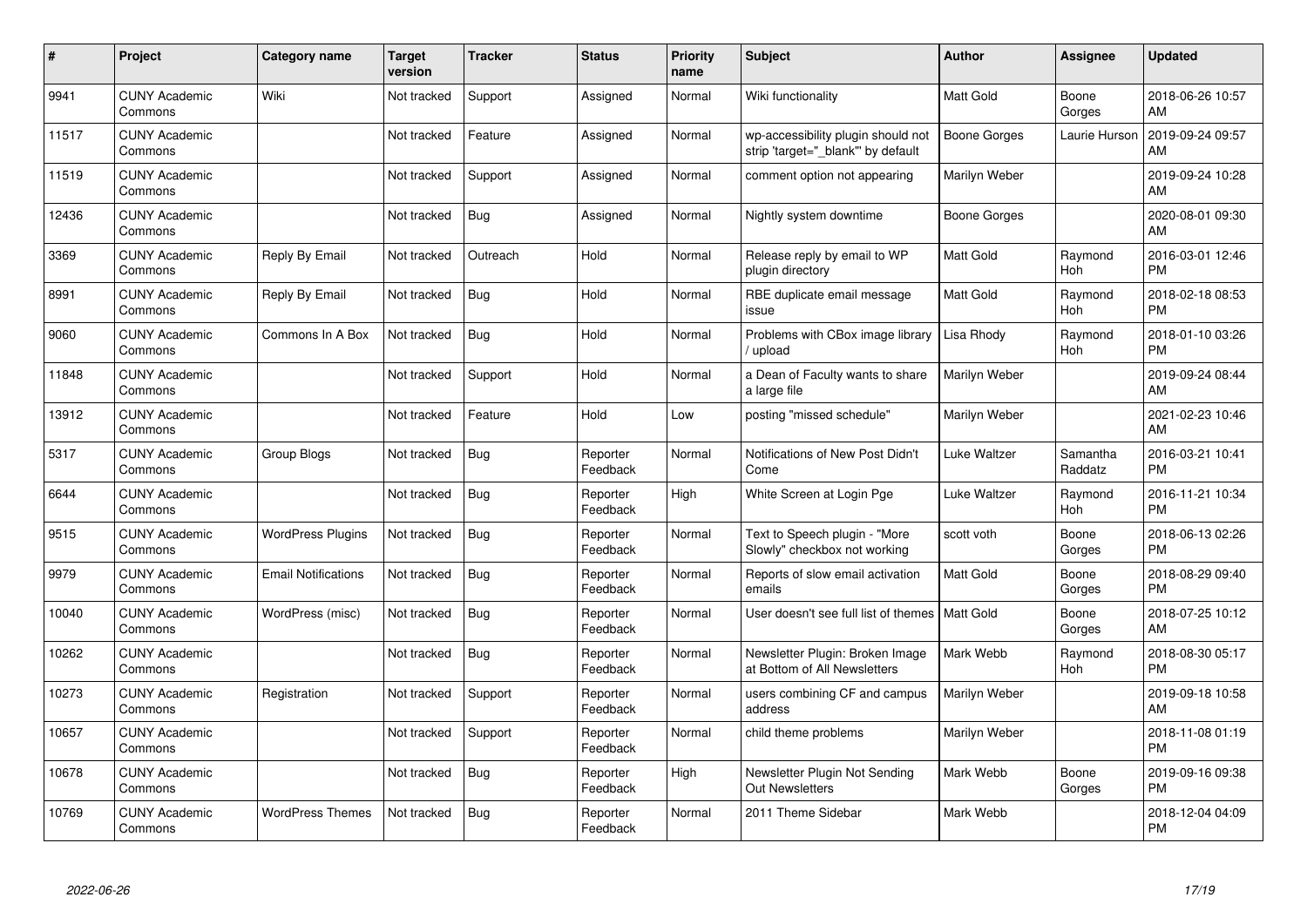| # | Project | Category name | Target version | Tracker | Status | Priority name | Subject | Author | Assignee | Updated |
|---|---|---|---|---|---|---|---|---|---|---|
| 9941 | CUNY Academic Commons | Wiki | Not tracked | Support | Assigned | Normal | Wiki functionality | Matt Gold | Boone Gorges | 2018-06-26 10:57 AM |
| 11517 | CUNY Academic Commons | | Not tracked | Feature | Assigned | Normal | wp-accessibility plugin should not strip 'target="_blank"' by default | Boone Gorges | Laurie Hurson | 2019-09-24 09:57 AM |
| 11519 | CUNY Academic Commons | | Not tracked | Support | Assigned | Normal | comment option not appearing | Marilyn Weber | | 2019-09-24 10:28 AM |
| 12436 | CUNY Academic Commons | | Not tracked | Bug | Assigned | Normal | Nightly system downtime | Boone Gorges | | 2020-08-01 09:30 AM |
| 3369 | CUNY Academic Commons | Reply By Email | Not tracked | Outreach | Hold | Normal | Release reply by email to WP plugin directory | Matt Gold | Raymond Hoh | 2016-03-01 12:46 PM |
| 8991 | CUNY Academic Commons | Reply By Email | Not tracked | Bug | Hold | Normal | RBE duplicate email message issue | Matt Gold | Raymond Hoh | 2018-02-18 08:53 PM |
| 9060 | CUNY Academic Commons | Commons In A Box | Not tracked | Bug | Hold | Normal | Problems with CBox image library / upload | Lisa Rhody | Raymond Hoh | 2018-01-10 03:26 PM |
| 11848 | CUNY Academic Commons | | Not tracked | Support | Hold | Normal | a Dean of Faculty wants to share a large file | Marilyn Weber | | 2019-09-24 08:44 AM |
| 13912 | CUNY Academic Commons | | Not tracked | Feature | Hold | Low | posting "missed schedule" | Marilyn Weber | | 2021-02-23 10:46 AM |
| 5317 | CUNY Academic Commons | Group Blogs | Not tracked | Bug | Reporter Feedback | Normal | Notifications of New Post Didn't Come | Luke Waltzer | Samantha Raddatz | 2016-03-21 10:41 PM |
| 6644 | CUNY Academic Commons | | Not tracked | Bug | Reporter Feedback | High | White Screen at Login Pge | Luke Waltzer | Raymond Hoh | 2016-11-21 10:34 PM |
| 9515 | CUNY Academic Commons | WordPress Plugins | Not tracked | Bug | Reporter Feedback | Normal | Text to Speech plugin - "More Slowly" checkbox not working | scott voth | Boone Gorges | 2018-06-13 02:26 PM |
| 9979 | CUNY Academic Commons | Email Notifications | Not tracked | Bug | Reporter Feedback | Normal | Reports of slow email activation emails | Matt Gold | Boone Gorges | 2018-08-29 09:40 PM |
| 10040 | CUNY Academic Commons | WordPress (misc) | Not tracked | Bug | Reporter Feedback | Normal | User doesn't see full list of themes | Matt Gold | Boone Gorges | 2018-07-25 10:12 AM |
| 10262 | CUNY Academic Commons | | Not tracked | Bug | Reporter Feedback | Normal | Newsletter Plugin: Broken Image at Bottom of All Newsletters | Mark Webb | Raymond Hoh | 2018-08-30 05:17 PM |
| 10273 | CUNY Academic Commons | Registration | Not tracked | Support | Reporter Feedback | Normal | users combining CF and campus address | Marilyn Weber | | 2019-09-18 10:58 AM |
| 10657 | CUNY Academic Commons | | Not tracked | Support | Reporter Feedback | Normal | child theme problems | Marilyn Weber | | 2018-11-08 01:19 PM |
| 10678 | CUNY Academic Commons | | Not tracked | Bug | Reporter Feedback | High | Newsletter Plugin Not Sending Out Newsletters | Mark Webb | Boone Gorges | 2019-09-16 09:38 PM |
| 10769 | CUNY Academic Commons | WordPress Themes | Not tracked | Bug | Reporter Feedback | Normal | 2011 Theme Sidebar | Mark Webb | | 2018-12-04 04:09 PM |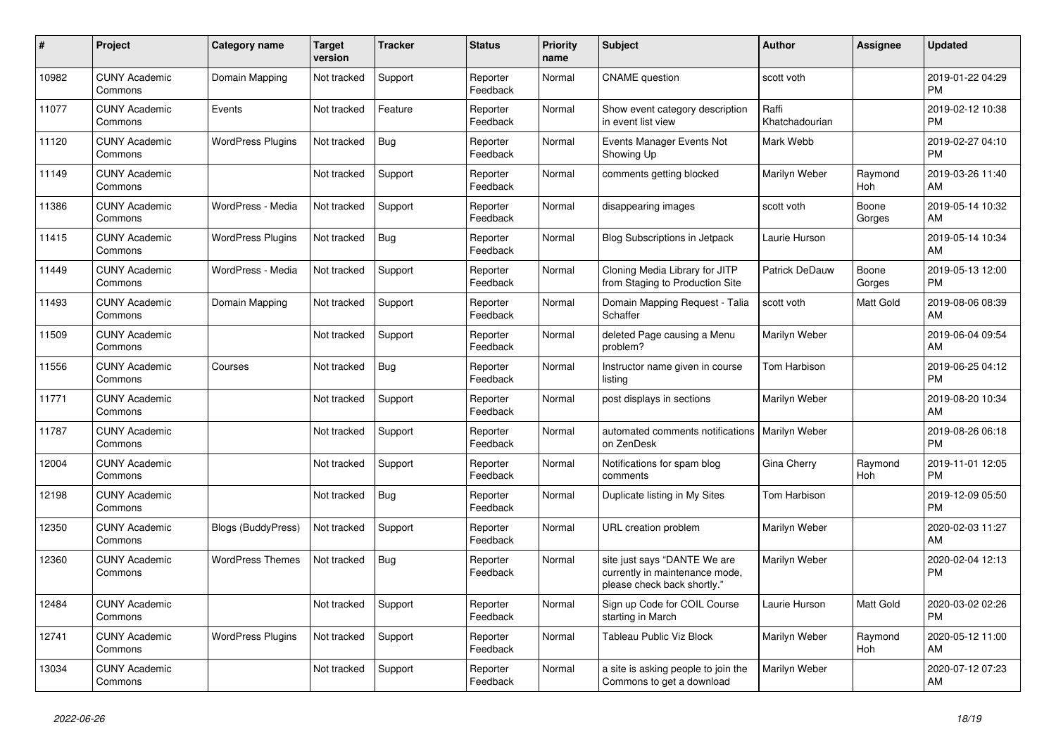| # | Project | Category name | Target version | Tracker | Status | Priority name | Subject | Author | Assignee | Updated |
|---|---|---|---|---|---|---|---|---|---|---|
| 10982 | CUNY Academic Commons | Domain Mapping | Not tracked | Support | Reporter Feedback | Normal | CNAME question | scott voth | | 2019-01-22 04:29 PM |
| 11077 | CUNY Academic Commons | Events | Not tracked | Feature | Reporter Feedback | Normal | Show event category description in event list view | Raffi Khatchadourian | | 2019-02-12 10:38 PM |
| 11120 | CUNY Academic Commons | WordPress Plugins | Not tracked | Bug | Reporter Feedback | Normal | Events Manager Events Not Showing Up | Mark Webb | | 2019-02-27 04:10 PM |
| 11149 | CUNY Academic Commons | | Not tracked | Support | Reporter Feedback | Normal | comments getting blocked | Marilyn Weber | Raymond Hoh | 2019-03-26 11:40 AM |
| 11386 | CUNY Academic Commons | WordPress - Media | Not tracked | Support | Reporter Feedback | Normal | disappearing images | scott voth | Boone Gorges | 2019-05-14 10:32 AM |
| 11415 | CUNY Academic Commons | WordPress Plugins | Not tracked | Bug | Reporter Feedback | Normal | Blog Subscriptions in Jetpack | Laurie Hurson | | 2019-05-14 10:34 AM |
| 11449 | CUNY Academic Commons | WordPress - Media | Not tracked | Support | Reporter Feedback | Normal | Cloning Media Library for JITP from Staging to Production Site | Patrick DeDauw | Boone Gorges | 2019-05-13 12:00 PM |
| 11493 | CUNY Academic Commons | Domain Mapping | Not tracked | Support | Reporter Feedback | Normal | Domain Mapping Request - Talia Schaffer | scott voth | Matt Gold | 2019-08-06 08:39 AM |
| 11509 | CUNY Academic Commons | | Not tracked | Support | Reporter Feedback | Normal | deleted Page causing a Menu problem? | Marilyn Weber | | 2019-06-04 09:54 AM |
| 11556 | CUNY Academic Commons | Courses | Not tracked | Bug | Reporter Feedback | Normal | Instructor name given in course listing | Tom Harbison | | 2019-06-25 04:12 PM |
| 11771 | CUNY Academic Commons | | Not tracked | Support | Reporter Feedback | Normal | post displays in sections | Marilyn Weber | | 2019-08-20 10:34 AM |
| 11787 | CUNY Academic Commons | | Not tracked | Support | Reporter Feedback | Normal | automated comments notifications on ZenDesk | Marilyn Weber | | 2019-08-26 06:18 PM |
| 12004 | CUNY Academic Commons | | Not tracked | Support | Reporter Feedback | Normal | Notifications for spam blog comments | Gina Cherry | Raymond Hoh | 2019-11-01 12:05 PM |
| 12198 | CUNY Academic Commons | | Not tracked | Bug | Reporter Feedback | Normal | Duplicate listing in My Sites | Tom Harbison | | 2019-12-09 05:50 PM |
| 12350 | CUNY Academic Commons | Blogs (BuddyPress) | Not tracked | Support | Reporter Feedback | Normal | URL creation problem | Marilyn Weber | | 2020-02-03 11:27 AM |
| 12360 | CUNY Academic Commons | WordPress Themes | Not tracked | Bug | Reporter Feedback | Normal | site just says "DANTE We are currently in maintenance mode, please check back shortly." | Marilyn Weber | | 2020-02-04 12:13 PM |
| 12484 | CUNY Academic Commons | | Not tracked | Support | Reporter Feedback | Normal | Sign up Code for COIL Course starting in March | Laurie Hurson | Matt Gold | 2020-03-02 02:26 PM |
| 12741 | CUNY Academic Commons | WordPress Plugins | Not tracked | Support | Reporter Feedback | Normal | Tableau Public Viz Block | Marilyn Weber | Raymond Hoh | 2020-05-12 11:00 AM |
| 13034 | CUNY Academic Commons | | Not tracked | Support | Reporter Feedback | Normal | a site is asking people to join the Commons to get a download | Marilyn Weber | | 2020-07-12 07:23 AM |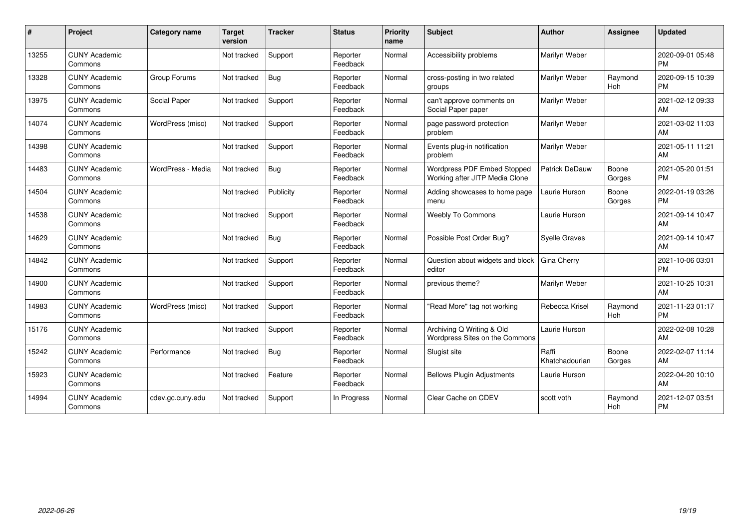| # | Project | Category name | Target version | Tracker | Status | Priority name | Subject | Author | Assignee | Updated |
|---|---|---|---|---|---|---|---|---|---|---|
| 13255 | CUNY Academic Commons | | Not tracked | Support | Reporter Feedback | Normal | Accessibility problems | Marilyn Weber | | 2020-09-01 05:48 PM |
| 13328 | CUNY Academic Commons | Group Forums | Not tracked | Bug | Reporter Feedback | Normal | cross-posting in two related groups | Marilyn Weber | Raymond Hoh | 2020-09-15 10:39 PM |
| 13975 | CUNY Academic Commons | Social Paper | Not tracked | Support | Reporter Feedback | Normal | can't approve comments on Social Paper paper | Marilyn Weber | | 2021-02-12 09:33 AM |
| 14074 | CUNY Academic Commons | WordPress (misc) | Not tracked | Support | Reporter Feedback | Normal | page password protection problem | Marilyn Weber | | 2021-03-02 11:03 AM |
| 14398 | CUNY Academic Commons | | Not tracked | Support | Reporter Feedback | Normal | Events plug-in notification problem | Marilyn Weber | | 2021-05-11 11:21 AM |
| 14483 | CUNY Academic Commons | WordPress - Media | Not tracked | Bug | Reporter Feedback | Normal | Wordpress PDF Embed Stopped Working after JITP Media Clone | Patrick DeDauw | Boone Gorges | 2021-05-20 01:51 PM |
| 14504 | CUNY Academic Commons | | Not tracked | Publicity | Reporter Feedback | Normal | Adding showcases to home page menu | Laurie Hurson | Boone Gorges | 2022-01-19 03:26 PM |
| 14538 | CUNY Academic Commons | | Not tracked | Support | Reporter Feedback | Normal | Weebly To Commons | Laurie Hurson | | 2021-09-14 10:47 AM |
| 14629 | CUNY Academic Commons | | Not tracked | Bug | Reporter Feedback | Normal | Possible Post Order Bug? | Syelle Graves | | 2021-09-14 10:47 AM |
| 14842 | CUNY Academic Commons | | Not tracked | Support | Reporter Feedback | Normal | Question about widgets and block editor | Gina Cherry | | 2021-10-06 03:01 PM |
| 14900 | CUNY Academic Commons | | Not tracked | Support | Reporter Feedback | Normal | previous theme? | Marilyn Weber | | 2021-10-25 10:31 AM |
| 14983 | CUNY Academic Commons | WordPress (misc) | Not tracked | Support | Reporter Feedback | Normal | "Read More" tag not working | Rebecca Krisel | Raymond Hoh | 2021-11-23 01:17 PM |
| 15176 | CUNY Academic Commons | | Not tracked | Support | Reporter Feedback | Normal | Archiving Q Writing & Old Wordpress Sites on the Commons | Laurie Hurson | | 2022-02-08 10:28 AM |
| 15242 | CUNY Academic Commons | Performance | Not tracked | Bug | Reporter Feedback | Normal | Slugist site | Raffi Khatchadourian | Boone Gorges | 2022-02-07 11:14 AM |
| 15923 | CUNY Academic Commons | | Not tracked | Feature | Reporter Feedback | Normal | Bellows Plugin Adjustments | Laurie Hurson | | 2022-04-20 10:10 AM |
| 14994 | CUNY Academic Commons | cdev.gc.cuny.edu | Not tracked | Support | In Progress | Normal | Clear Cache on CDEV | scott voth | Raymond Hoh | 2021-12-07 03:51 PM |